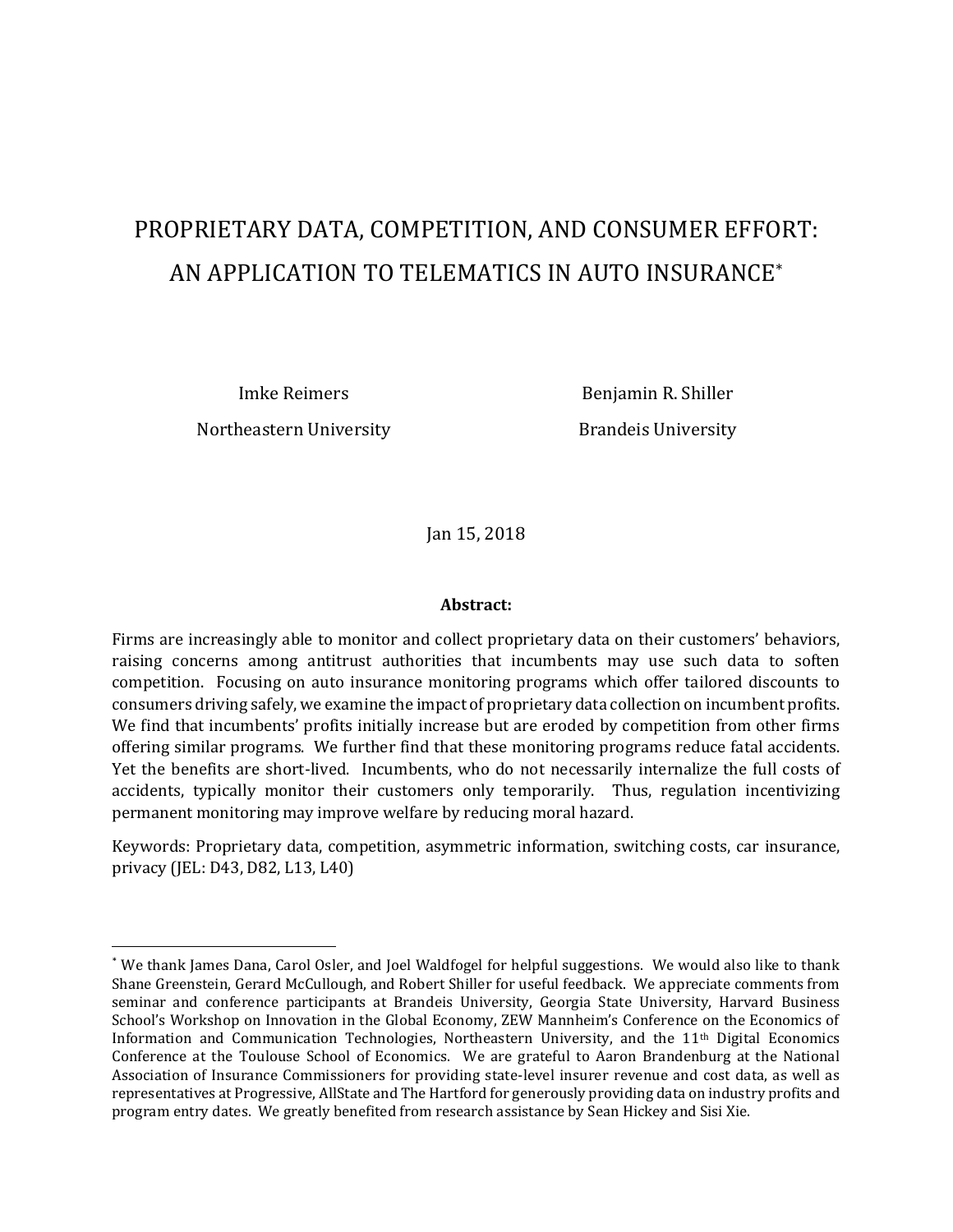# PROPRIETARY DATA, COMPETITION, AND CONSUMER EFFORT: AN APPLICATION TO TELEMATICS IN AUTO INSURANCE*

Imke Reimers
Northeastern University

Benjamin R. Shiller
Brandeis University

Jan 15, 2018

**Abstract:**

Firms are increasingly able to monitor and collect proprietary data on their customers' behaviors, raising concerns among antitrust authorities that incumbents may use such data to soften competition. Focusing on auto insurance monitoring programs which offer tailored discounts to consumers driving safely, we examine the impact of proprietary data collection on incumbent profits. We find that incumbents' profits initially increase but are eroded by competition from other firms offering similar programs. We further find that these monitoring programs reduce fatal accidents. Yet the benefits are short-lived. Incumbents, who do not necessarily internalize the full costs of accidents, typically monitor their customers only temporarily. Thus, regulation incentivizing permanent monitoring may improve welfare by reducing moral hazard.

Keywords: Proprietary data, competition, asymmetric information, switching costs, car insurance, privacy (JEL: D43, D82, L13, L40)

---

* We thank James Dana, Carol Osler, and Joel Waldfogel for helpful suggestions. We would also like to thank Shane Greenstein, Gerard McCullough, and Robert Shiller for useful feedback. We appreciate comments from seminar and conference participants at Brandeis University, Georgia State University, Harvard Business School's Workshop on Innovation in the Global Economy, ZEW Mannheim's Conference on the Economics of Information and Communication Technologies, Northeastern University, and the 11th Digital Economics Conference at the Toulouse School of Economics. We are grateful to Aaron Brandenburg at the National Association of Insurance Commissioners for providing state-level insurer revenue and cost data, as well as representatives at Progressive, AllState and The Hartford for generously providing data on industry profits and program entry dates. We greatly benefited from research assistance by Sean Hickey and Sisi Xie.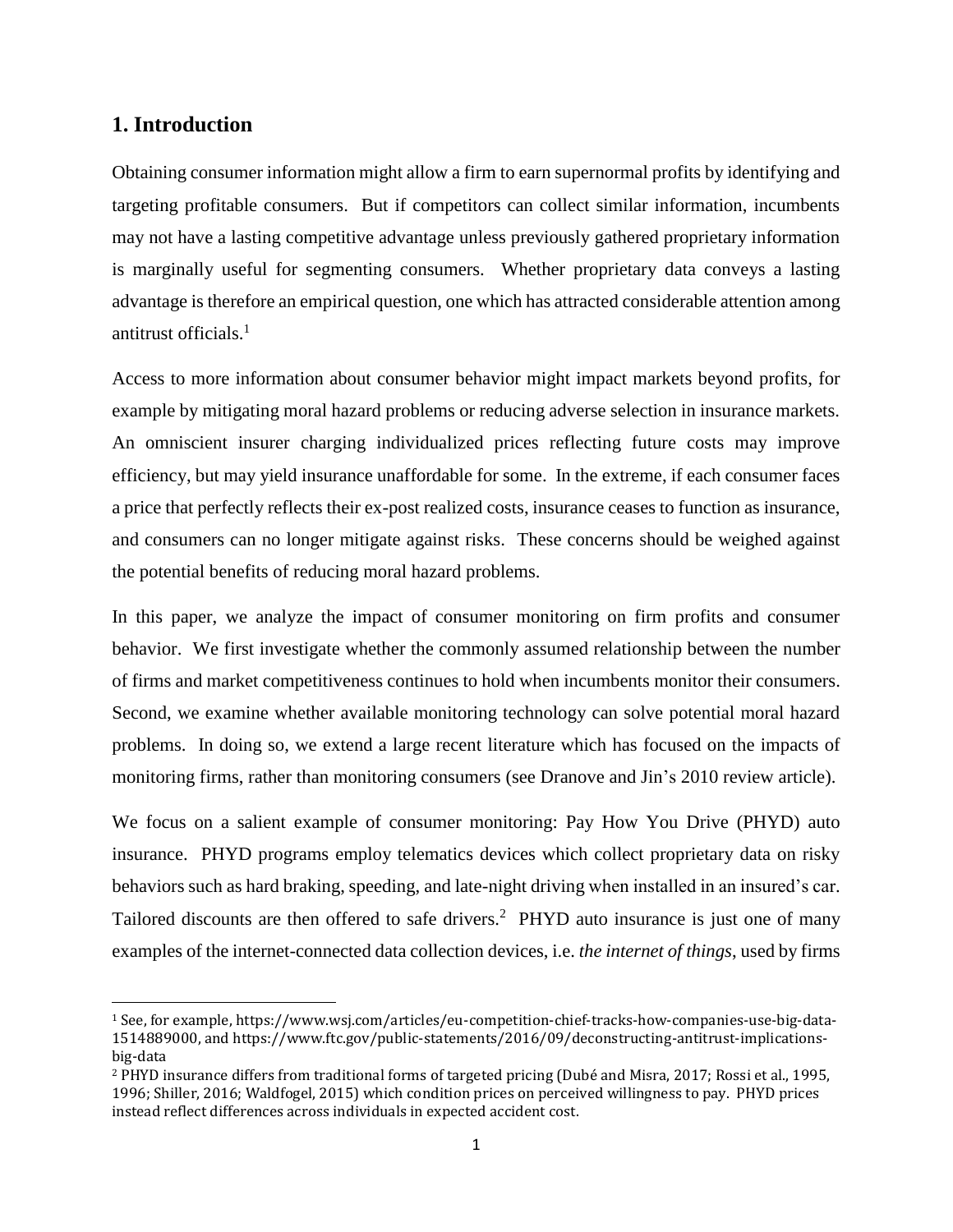## 1. Introduction

Obtaining consumer information might allow a firm to earn supernormal profits by identifying and targeting profitable consumers. But if competitors can collect similar information, incumbents may not have a lasting competitive advantage unless previously gathered proprietary information is marginally useful for segmenting consumers. Whether proprietary data conveys a lasting advantage is therefore an empirical question, one which has attracted considerable attention among antitrust officials.[1]

Access to more information about consumer behavior might impact markets beyond profits, for example by mitigating moral hazard problems or reducing adverse selection in insurance markets. An omniscient insurer charging individualized prices reflecting future costs may improve efficiency, but may yield insurance unaffordable for some. In the extreme, if each consumer faces a price that perfectly reflects their ex-post realized costs, insurance ceases to function as insurance, and consumers can no longer mitigate against risks. These concerns should be weighed against the potential benefits of reducing moral hazard problems.

In this paper, we analyze the impact of consumer monitoring on firm profits and consumer behavior. We first investigate whether the commonly assumed relationship between the number of firms and market competitiveness continues to hold when incumbents monitor their consumers. Second, we examine whether available monitoring technology can solve potential moral hazard problems. In doing so, we extend a large recent literature which has focused on the impacts of monitoring firms, rather than monitoring consumers (see Dranove and Jin's 2010 review article).

We focus on a salient example of consumer monitoring: Pay How You Drive (PHYD) auto insurance. PHYD programs employ telematics devices which collect proprietary data on risky behaviors such as hard braking, speeding, and late-night driving when installed in an insured's car. Tailored discounts are then offered to safe drivers.[2] PHYD auto insurance is just one of many examples of the internet-connected data collection devices, i.e. *the internet of things*, used by firms

[1] See, for example, https://www.wsj.com/articles/eu-competition-chief-tracks-how-companies-use-big-data-1514889000, and https://www.ftc.gov/public-statements/2016/09/deconstructing-antitrust-implications-big-data

[2] PHYD insurance differs from traditional forms of targeted pricing (Dubé and Misra, 2017; Rossi et al., 1995, 1996; Shiller, 2016; Waldfogel, 2015) which condition prices on perceived willingness to pay. PHYD prices instead reflect differences across individuals in expected accident cost.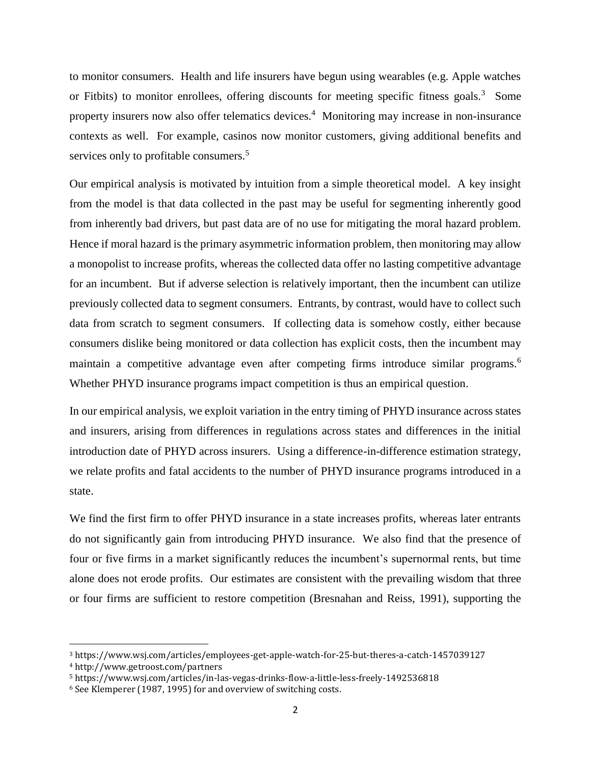to monitor consumers. Health and life insurers have begun using wearables (e.g. Apple watches or Fitbits) to monitor enrollees, offering discounts for meeting specific fitness goals.[3] Some property insurers now also offer telematics devices.[4] Monitoring may increase in non-insurance contexts as well. For example, casinos now monitor customers, giving additional benefits and services only to profitable consumers.[5]

Our empirical analysis is motivated by intuition from a simple theoretical model. A key insight from the model is that data collected in the past may be useful for segmenting inherently good from inherently bad drivers, but past data are of no use for mitigating the moral hazard problem. Hence if moral hazard is the primary asymmetric information problem, then monitoring may allow a monopolist to increase profits, whereas the collected data offer no lasting competitive advantage for an incumbent. But if adverse selection is relatively important, then the incumbent can utilize previously collected data to segment consumers. Entrants, by contrast, would have to collect such data from scratch to segment consumers. If collecting data is somehow costly, either because consumers dislike being monitored or data collection has explicit costs, then the incumbent may maintain a competitive advantage even after competing firms introduce similar programs.[6] Whether PHYD insurance programs impact competition is thus an empirical question.

In our empirical analysis, we exploit variation in the entry timing of PHYD insurance across states and insurers, arising from differences in regulations across states and differences in the initial introduction date of PHYD across insurers. Using a difference-in-difference estimation strategy, we relate profits and fatal accidents to the number of PHYD insurance programs introduced in a state.

We find the first firm to offer PHYD insurance in a state increases profits, whereas later entrants do not significantly gain from introducing PHYD insurance. We also find that the presence of four or five firms in a market significantly reduces the incumbent's supernormal rents, but time alone does not erode profits. Our estimates are consistent with the prevailing wisdom that three or four firms are sufficient to restore competition (Bresnahan and Reiss, 1991), supporting the

---

[3] https://www.wsj.com/articles/employees-get-apple-watch-for-25-but-theres-a-catch-1457039127

[4] http://www.getroost.com/partners

[5] https://www.wsj.com/articles/in-las-vegas-drinks-flow-a-little-less-freely-1492536818

[6] See Klemperer (1987, 1995) for and overview of switching costs.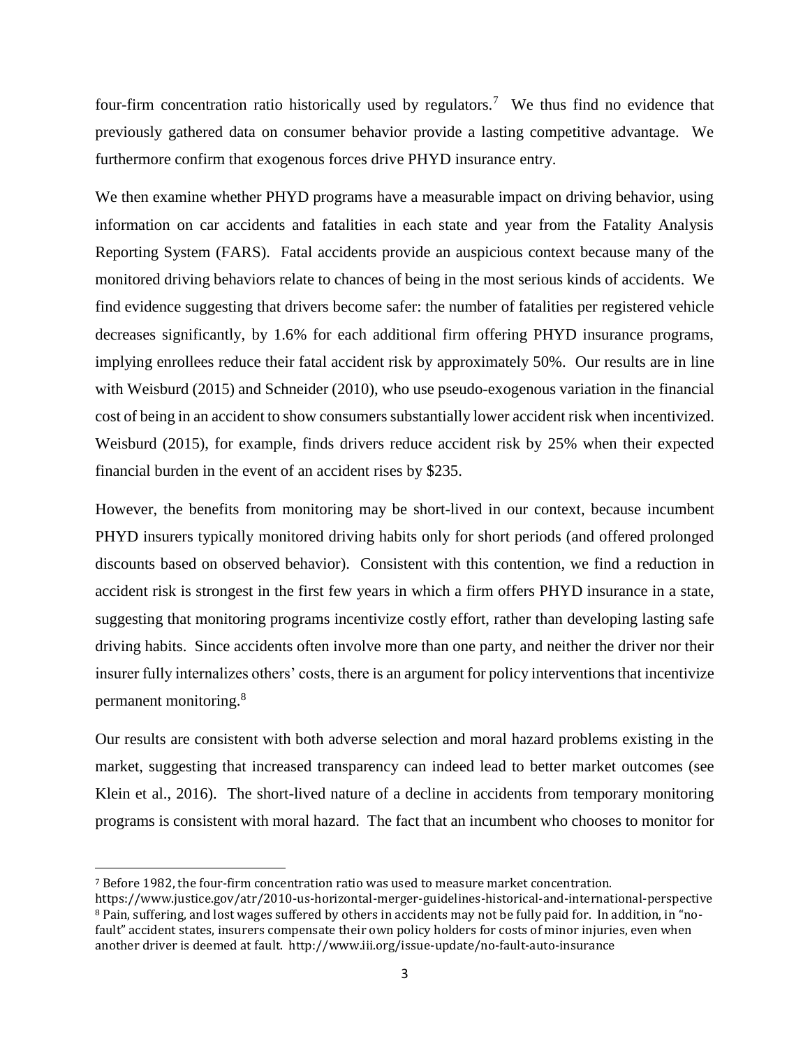four-firm concentration ratio historically used by regulators.[7] We thus find no evidence that previously gathered data on consumer behavior provide a lasting competitive advantage. We furthermore confirm that exogenous forces drive PHYD insurance entry.

We then examine whether PHYD programs have a measurable impact on driving behavior, using information on car accidents and fatalities in each state and year from the Fatality Analysis Reporting System (FARS). Fatal accidents provide an auspicious context because many of the monitored driving behaviors relate to chances of being in the most serious kinds of accidents. We find evidence suggesting that drivers become safer: the number of fatalities per registered vehicle decreases significantly, by 1.6% for each additional firm offering PHYD insurance programs, implying enrollees reduce their fatal accident risk by approximately 50%. Our results are in line with Weisburd (2015) and Schneider (2010), who use pseudo-exogenous variation in the financial cost of being in an accident to show consumers substantially lower accident risk when incentivized. Weisburd (2015), for example, finds drivers reduce accident risk by 25% when their expected financial burden in the event of an accident rises by $235.

However, the benefits from monitoring may be short-lived in our context, because incumbent PHYD insurers typically monitored driving habits only for short periods (and offered prolonged discounts based on observed behavior). Consistent with this contention, we find a reduction in accident risk is strongest in the first few years in which a firm offers PHYD insurance in a state, suggesting that monitoring programs incentivize costly effort, rather than developing lasting safe driving habits. Since accidents often involve more than one party, and neither the driver nor their insurer fully internalizes others' costs, there is an argument for policy interventions that incentivize permanent monitoring.[8]

Our results are consistent with both adverse selection and moral hazard problems existing in the market, suggesting that increased transparency can indeed lead to better market outcomes (see Klein et al., 2016). The short-lived nature of a decline in accidents from temporary monitoring programs is consistent with moral hazard. The fact that an incumbent who chooses to monitor for

---

[7] Before 1982, the four-firm concentration ratio was used to measure market concentration. https://www.justice.gov/atr/2010-us-horizontal-merger-guidelines-historical-and-international-perspective

[8] Pain, suffering, and lost wages suffered by others in accidents may not be fully paid for. In addition, in "no-fault" accident states, insurers compensate their own policy holders for costs of minor injuries, even when another driver is deemed at fault. http://www.iii.org/issue-update/no-fault-auto-insurance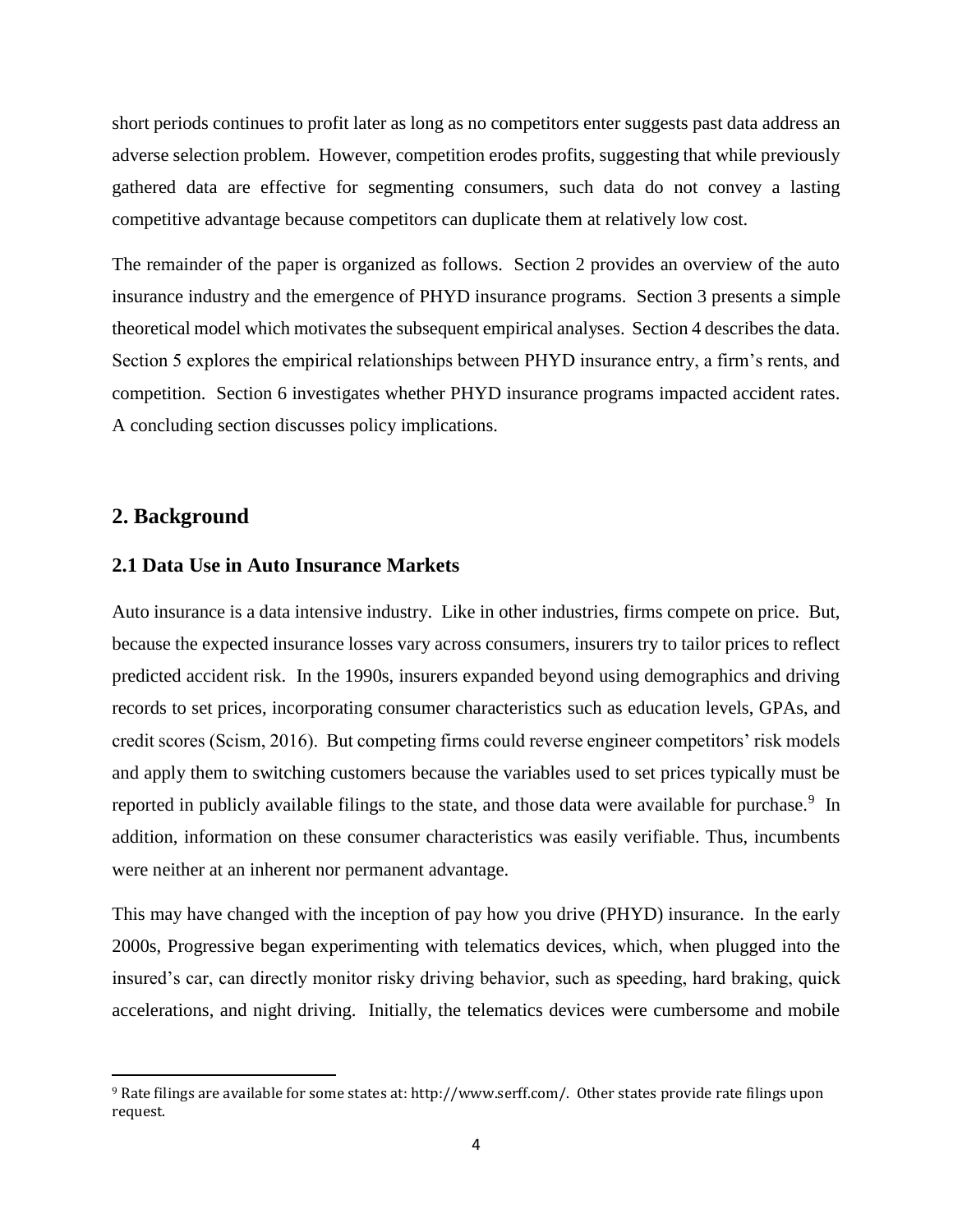short periods continues to profit later as long as no competitors enter suggests past data address an adverse selection problem. However, competition erodes profits, suggesting that while previously gathered data are effective for segmenting consumers, such data do not convey a lasting competitive advantage because competitors can duplicate them at relatively low cost.

The remainder of the paper is organized as follows. Section 2 provides an overview of the auto insurance industry and the emergence of PHYD insurance programs. Section 3 presents a simple theoretical model which motivates the subsequent empirical analyses. Section 4 describes the data. Section 5 explores the empirical relationships between PHYD insurance entry, a firm's rents, and competition. Section 6 investigates whether PHYD insurance programs impacted accident rates. A concluding section discusses policy implications.

## 2. Background

### 2.1 Data Use in Auto Insurance Markets

Auto insurance is a data intensive industry. Like in other industries, firms compete on price. But, because the expected insurance losses vary across consumers, insurers try to tailor prices to reflect predicted accident risk. In the 1990s, insurers expanded beyond using demographics and driving records to set prices, incorporating consumer characteristics such as education levels, GPAs, and credit scores (Scism, 2016). But competing firms could reverse engineer competitors' risk models and apply them to switching customers because the variables used to set prices typically must be reported in publicly available filings to the state, and those data were available for purchase.[9] In addition, information on these consumer characteristics was easily verifiable. Thus, incumbents were neither at an inherent nor permanent advantage.

This may have changed with the inception of pay how you drive (PHYD) insurance. In the early 2000s, Progressive began experimenting with telematics devices, which, when plugged into the insured's car, can directly monitor risky driving behavior, such as speeding, hard braking, quick accelerations, and night driving. Initially, the telematics devices were cumbersome and mobile

[9] Rate filings are available for some states at: http://www.serff.com/. Other states provide rate filings upon request.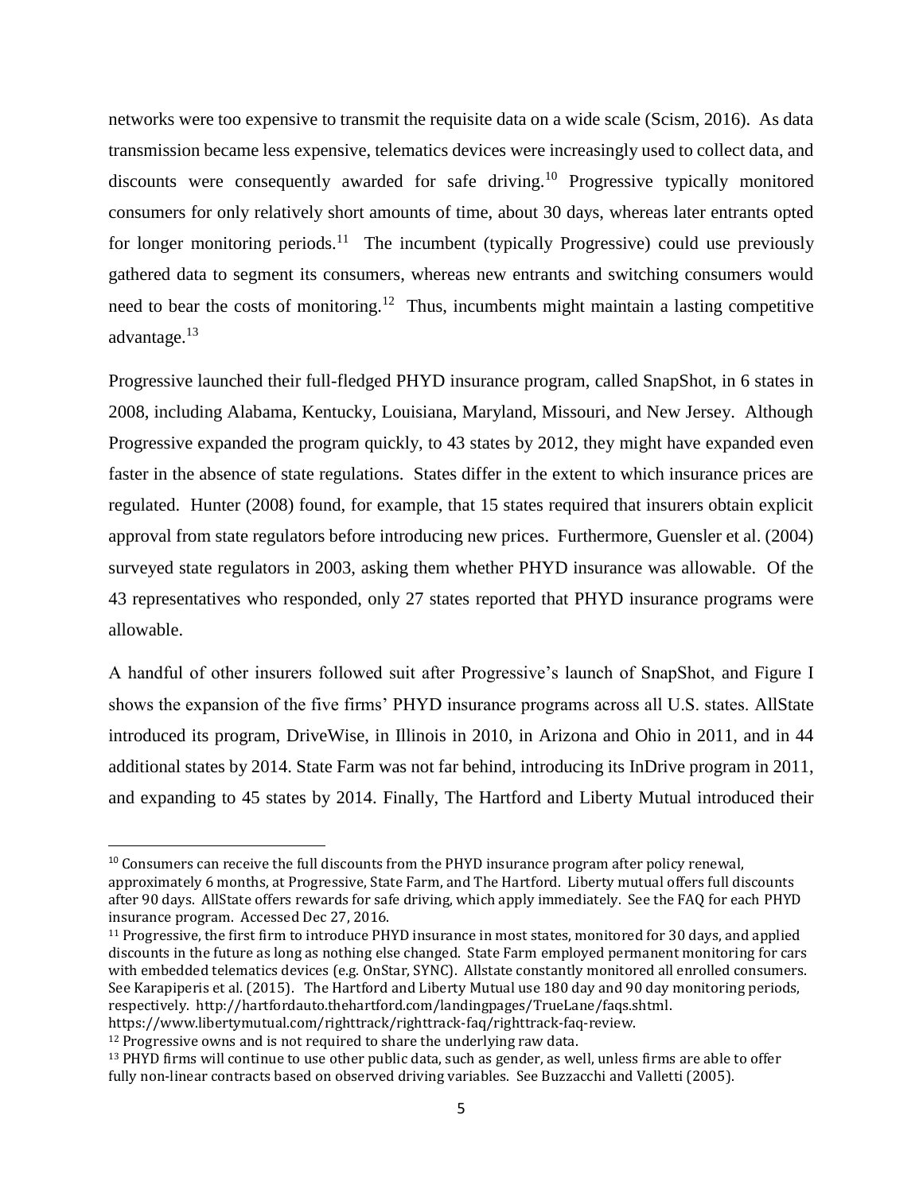networks were too expensive to transmit the requisite data on a wide scale (Scism, 2016). As data transmission became less expensive, telematics devices were increasingly used to collect data, and discounts were consequently awarded for safe driving.[10] Progressive typically monitored consumers for only relatively short amounts of time, about 30 days, whereas later entrants opted for longer monitoring periods.[11] The incumbent (typically Progressive) could use previously gathered data to segment its consumers, whereas new entrants and switching consumers would need to bear the costs of monitoring.[12] Thus, incumbents might maintain a lasting competitive advantage.[13]

Progressive launched their full-fledged PHYD insurance program, called SnapShot, in 6 states in 2008, including Alabama, Kentucky, Louisiana, Maryland, Missouri, and New Jersey. Although Progressive expanded the program quickly, to 43 states by 2012, they might have expanded even faster in the absence of state regulations. States differ in the extent to which insurance prices are regulated. Hunter (2008) found, for example, that 15 states required that insurers obtain explicit approval from state regulators before introducing new prices. Furthermore, Guensler et al. (2004) surveyed state regulators in 2003, asking them whether PHYD insurance was allowable. Of the 43 representatives who responded, only 27 states reported that PHYD insurance programs were allowable.

A handful of other insurers followed suit after Progressive's launch of SnapShot, and Figure I shows the expansion of the five firms' PHYD insurance programs across all U.S. states. AllState introduced its program, DriveWise, in Illinois in 2010, in Arizona and Ohio in 2011, and in 44 additional states by 2014. State Farm was not far behind, introducing its InDrive program in 2011, and expanding to 45 states by 2014. Finally, The Hartford and Liberty Mutual introduced their

---

[10] Consumers can receive the full discounts from the PHYD insurance program after policy renewal, approximately 6 months, at Progressive, State Farm, and The Hartford. Liberty mutual offers full discounts after 90 days. AllState offers rewards for safe driving, which apply immediately. See the FAQ for each PHYD insurance program. Accessed Dec 27, 2016.

[11] Progressive, the first firm to introduce PHYD insurance in most states, monitored for 30 days, and applied discounts in the future as long as nothing else changed. State Farm employed permanent monitoring for cars with embedded telematics devices (e.g. OnStar, SYNC). Allstate constantly monitored all enrolled consumers. See Karapiperis et al. (2015). The Hartford and Liberty Mutual use 180 day and 90 day monitoring periods, respectively. http://hartfordauto.thehartford.com/landingpages/TrueLane/faqs.shtml. https://www.libertymutual.com/righttrack/righttrack-faq/righttrack-faq-review.

[12] Progressive owns and is not required to share the underlying raw data.

[13] PHYD firms will continue to use other public data, such as gender, as well, unless firms are able to offer fully non-linear contracts based on observed driving variables. See Buzzacchi and Valletti (2005).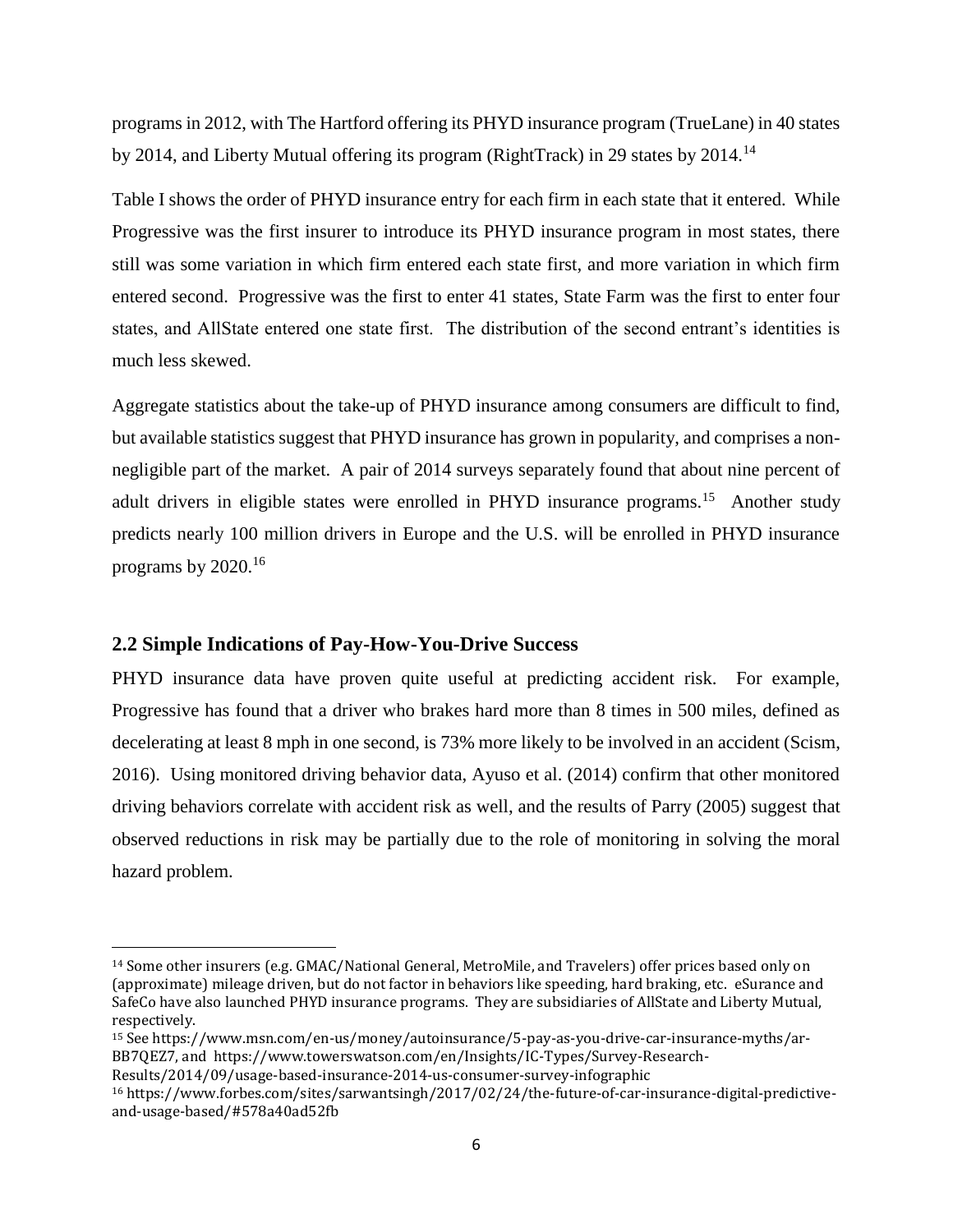programs in 2012, with The Hartford offering its PHYD insurance program (TrueLane) in 40 states by 2014, and Liberty Mutual offering its program (RightTrack) in 29 states by 2014.[14]

Table I shows the order of PHYD insurance entry for each firm in each state that it entered. While Progressive was the first insurer to introduce its PHYD insurance program in most states, there still was some variation in which firm entered each state first, and more variation in which firm entered second. Progressive was the first to enter 41 states, State Farm was the first to enter four states, and AllState entered one state first. The distribution of the second entrant's identities is much less skewed.

Aggregate statistics about the take-up of PHYD insurance among consumers are difficult to find, but available statistics suggest that PHYD insurance has grown in popularity, and comprises a non-negligible part of the market. A pair of 2014 surveys separately found that about nine percent of adult drivers in eligible states were enrolled in PHYD insurance programs.[15] Another study predicts nearly 100 million drivers in Europe and the U.S. will be enrolled in PHYD insurance programs by 2020.[16]

## 2.2 Simple Indications of Pay-How-You-Drive Success

PHYD insurance data have proven quite useful at predicting accident risk. For example, Progressive has found that a driver who brakes hard more than 8 times in 500 miles, defined as decelerating at least 8 mph in one second, is 73% more likely to be involved in an accident (Scism, 2016). Using monitored driving behavior data, Ayuso et al. (2014) confirm that other monitored driving behaviors correlate with accident risk as well, and the results of Parry (2005) suggest that observed reductions in risk may be partially due to the role of monitoring in solving the moral hazard problem.

---

[14] Some other insurers (e.g. GMAC/National General, MetroMile, and Travelers) offer prices based only on (approximate) mileage driven, but do not factor in behaviors like speeding, hard braking, etc. eSurance and SafeCo have also launched PHYD insurance programs. They are subsidiaries of AllState and Liberty Mutual, respectively.

[15] See https://www.msn.com/en-us/money/autoinsurance/5-pay-as-you-drive-car-insurance-myths/ar-BB7QEZ7, and https://www.towerswatson.com/en/Insights/IC-Types/Survey-Research-Results/2014/09/usage-based-insurance-2014-us-consumer-survey-infographic

[16] https://www.forbes.com/sites/sarwantsingh/2017/02/24/the-future-of-car-insurance-digital-predictive-and-usage-based/#578a40ad52fb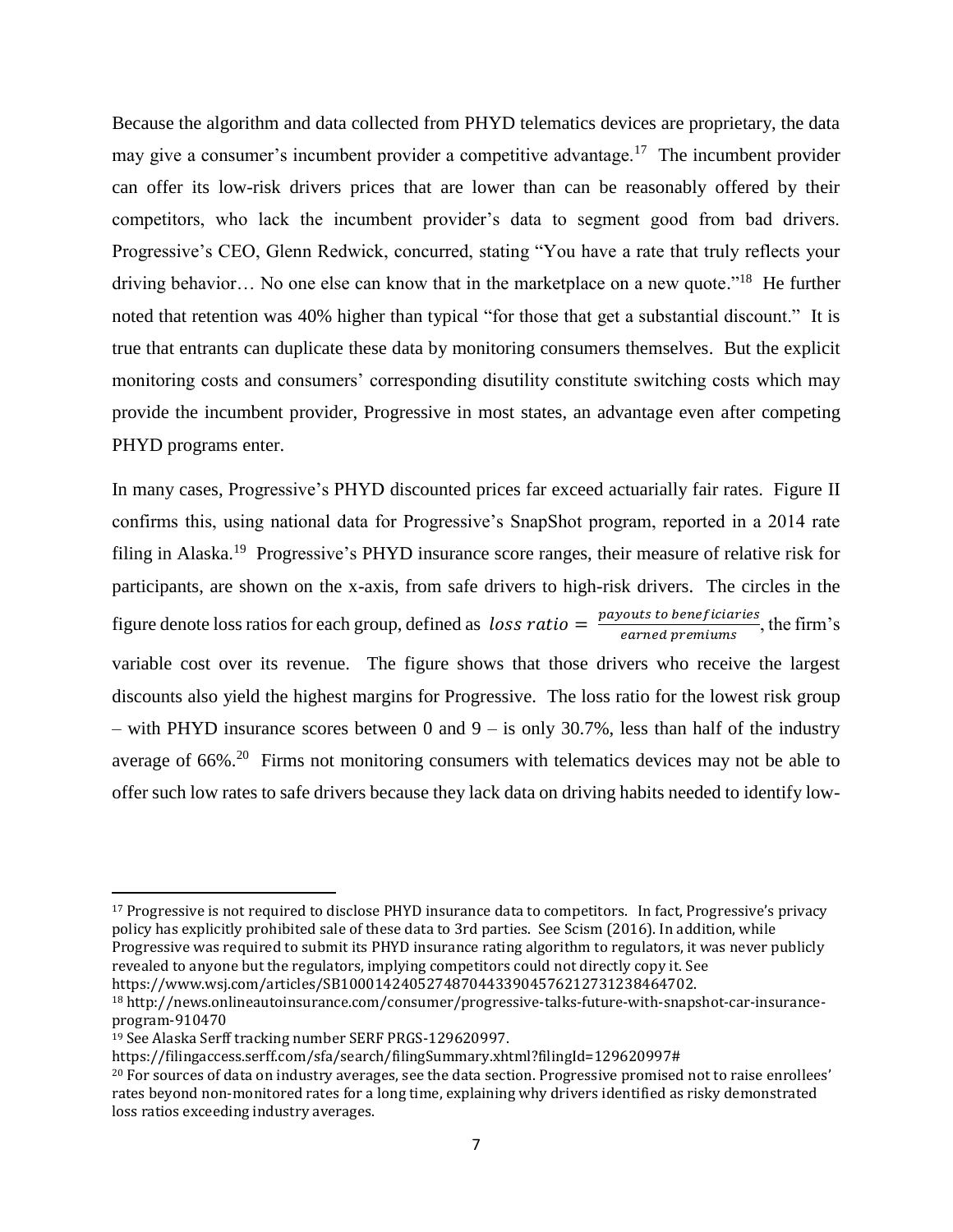Because the algorithm and data collected from PHYD telematics devices are proprietary, the data may give a consumer's incumbent provider a competitive advantage.[17] The incumbent provider can offer its low-risk drivers prices that are lower than can be reasonably offered by their competitors, who lack the incumbent provider's data to segment good from bad drivers. Progressive's CEO, Glenn Redwick, concurred, stating "You have a rate that truly reflects your driving behavior… No one else can know that in the marketplace on a new quote."[18] He further noted that retention was 40% higher than typical "for those that get a substantial discount." It is true that entrants can duplicate these data by monitoring consumers themselves. But the explicit monitoring costs and consumers' corresponding disutility constitute switching costs which may provide the incumbent provider, Progressive in most states, an advantage even after competing PHYD programs enter.

In many cases, Progressive's PHYD discounted prices far exceed actuarially fair rates. Figure II confirms this, using national data for Progressive's SnapShot program, reported in a 2014 rate filing in Alaska.[19] Progressive's PHYD insurance score ranges, their measure of relative risk for participants, are shown on the x-axis, from safe drivers to high-risk drivers. The circles in the figure denote loss ratios for each group, defined as $loss\ ratio = \frac{payouts\ to\ beneficiaries}{earned\ premiums}$, the firm's variable cost over its revenue. The figure shows that those drivers who receive the largest discounts also yield the highest margins for Progressive. The loss ratio for the lowest risk group – with PHYD insurance scores between 0 and 9 – is only 30.7%, less than half of the industry average of 66%.[20] Firms not monitoring consumers with telematics devices may not be able to offer such low rates to safe drivers because they lack data on driving habits needed to identify low-

---

[17] Progressive is not required to disclose PHYD insurance data to competitors. In fact, Progressive's privacy policy has explicitly prohibited sale of these data to 3rd parties. See Scism (2016). In addition, while Progressive was required to submit its PHYD insurance rating algorithm to regulators, it was never publicly revealed to anyone but the regulators, implying competitors could not directly copy it. See https://www.wsj.com/articles/SB10001424052748704433904576212731238464702.

[18] http://news.onlineautoinsurance.com/consumer/progressive-talks-future-with-snapshot-car-insurance-program-910470

[19] See Alaska Serff tracking number SERF PRGS-129620997. https://filingaccess.serff.com/sfa/search/filingSummary.xhtml?filingId=129620997#

[20] For sources of data on industry averages, see the data section. Progressive promised not to raise enrollees' rates beyond non-monitored rates for a long time, explaining why drivers identified as risky demonstrated loss ratios exceeding industry averages.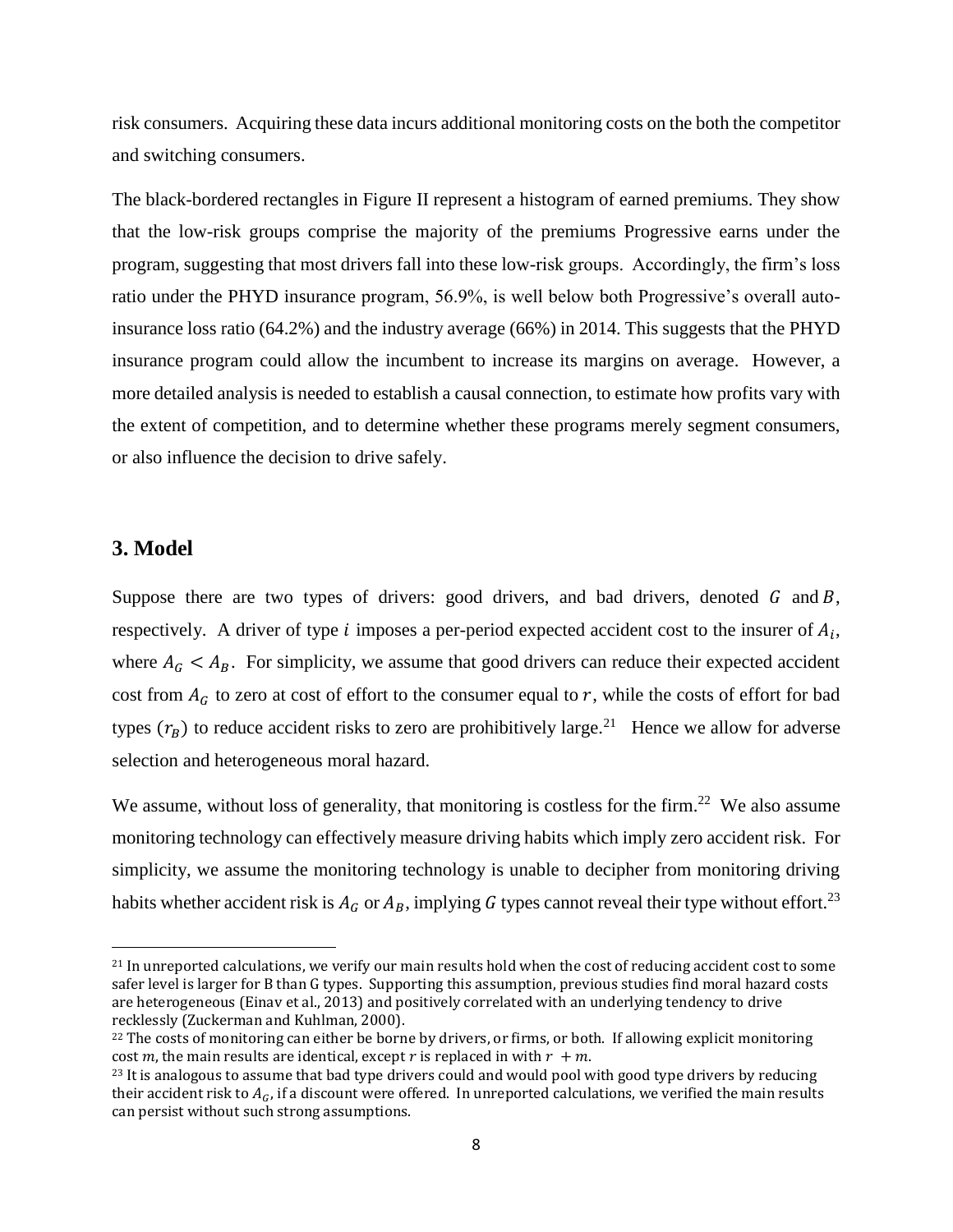risk consumers. Acquiring these data incurs additional monitoring costs on the both the competitor and switching consumers.

The black-bordered rectangles in Figure II represent a histogram of earned premiums. They show that the low-risk groups comprise the majority of the premiums Progressive earns under the program, suggesting that most drivers fall into these low-risk groups. Accordingly, the firm's loss ratio under the PHYD insurance program, 56.9%, is well below both Progressive's overall auto-insurance loss ratio (64.2%) and the industry average (66%) in 2014. This suggests that the PHYD insurance program could allow the incumbent to increase its margins on average. However, a more detailed analysis is needed to establish a causal connection, to estimate how profits vary with the extent of competition, and to determine whether these programs merely segment consumers, or also influence the decision to drive safely.

## 3. Model

Suppose there are two types of drivers: good drivers, and bad drivers, denoted $G$ and $B$, respectively. A driver of type $i$ imposes a per-period expected accident cost to the insurer of $A_i$, where $A_G < A_B$. For simplicity, we assume that good drivers can reduce their expected accident cost from $A_G$ to zero at cost of effort to the consumer equal to $r$, while the costs of effort for bad types ($r_B$) to reduce accident risks to zero are prohibitively large.[21] Hence we allow for adverse selection and heterogeneous moral hazard.

We assume, without loss of generality, that monitoring is costless for the firm.[22] We also assume monitoring technology can effectively measure driving habits which imply zero accident risk. For simplicity, we assume the monitoring technology is unable to decipher from monitoring driving habits whether accident risk is $A_G$ or $A_B$, implying $G$ types cannot reveal their type without effort.[23]

---

[21] In unreported calculations, we verify our main results hold when the cost of reducing accident cost to some safer level is larger for B than G types. Supporting this assumption, previous studies find moral hazard costs are heterogeneous (Einav et al., 2013) and positively correlated with an underlying tendency to drive recklessly (Zuckerman and Kuhlman, 2000).

[22] The costs of monitoring can either be borne by drivers, or firms, or both. If allowing explicit monitoring cost $m$, the main results are identical, except $r$ is replaced in with $r + m$.

[23] It is analogous to assume that bad type drivers could and would pool with good type drivers by reducing their accident risk to $A_G$, if a discount were offered. In unreported calculations, we verified the main results can persist without such strong assumptions.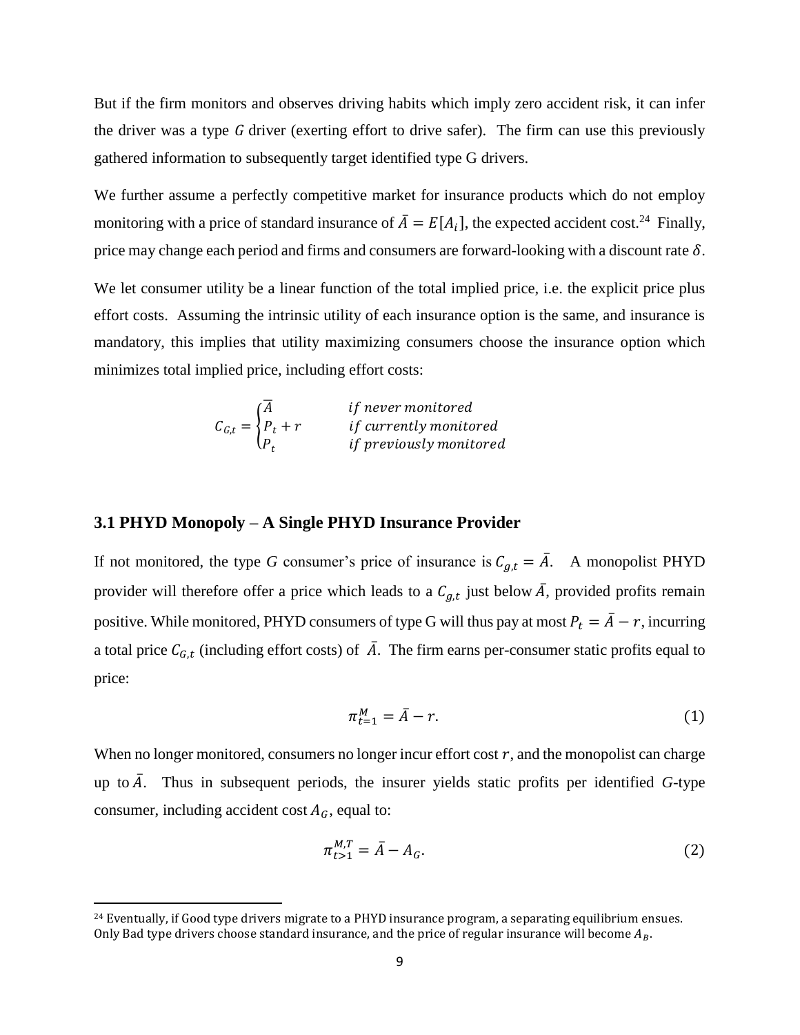But if the firm monitors and observes driving habits which imply zero accident risk, it can infer the driver was a type $G$ driver (exerting effort to drive safer). The firm can use this previously gathered information to subsequently target identified type G drivers.

We further assume a perfectly competitive market for insurance products which do not employ monitoring with a price of standard insurance of $\bar{A} = E[A_i]$, the expected accident cost.[24] Finally, price may change each period and firms and consumers are forward-looking with a discount rate $\delta$.

We let consumer utility be a linear function of the total implied price, i.e. the explicit price plus effort costs. Assuming the intrinsic utility of each insurance option is the same, and insurance is mandatory, this implies that utility maximizing consumers choose the insurance option which minimizes total implied price, including effort costs:

$$C_{G,t} = \begin{cases} \bar{A} & \text{if never monitored} \\ P_t + r & \text{if currently monitored} \\ P_t & \text{if previously monitored} \end{cases}$$

### 3.1 PHYD Monopoly – A Single PHYD Insurance Provider

If not monitored, the type *G* consumer's price of insurance is $C_{g,t} = \bar{A}$. A monopolist PHYD provider will therefore offer a price which leads to a $C_{g,t}$ just below $\bar{A}$, provided profits remain positive. While monitored, PHYD consumers of type G will thus pay at most $P_t = \bar{A} - r$, incurring a total price $C_{G,t}$ (including effort costs) of $\bar{A}$. The firm earns per-consumer static profits equal to price:

$$\pi^{M}_{t=1} = \bar{A} - r. \tag{1}$$

When no longer monitored, consumers no longer incur effort cost $r$, and the monopolist can charge up to $\bar{A}$. Thus in subsequent periods, the insurer yields static profits per identified *G*-type consumer, including accident cost $A_G$, equal to:

$$\pi^{M,T}_{t>1} = \bar{A} - A_G. \tag{2}$$

[24] Eventually, if Good type drivers migrate to a PHYD insurance program, a separating equilibrium ensues. Only Bad type drivers choose standard insurance, and the price of regular insurance will become $A_B$.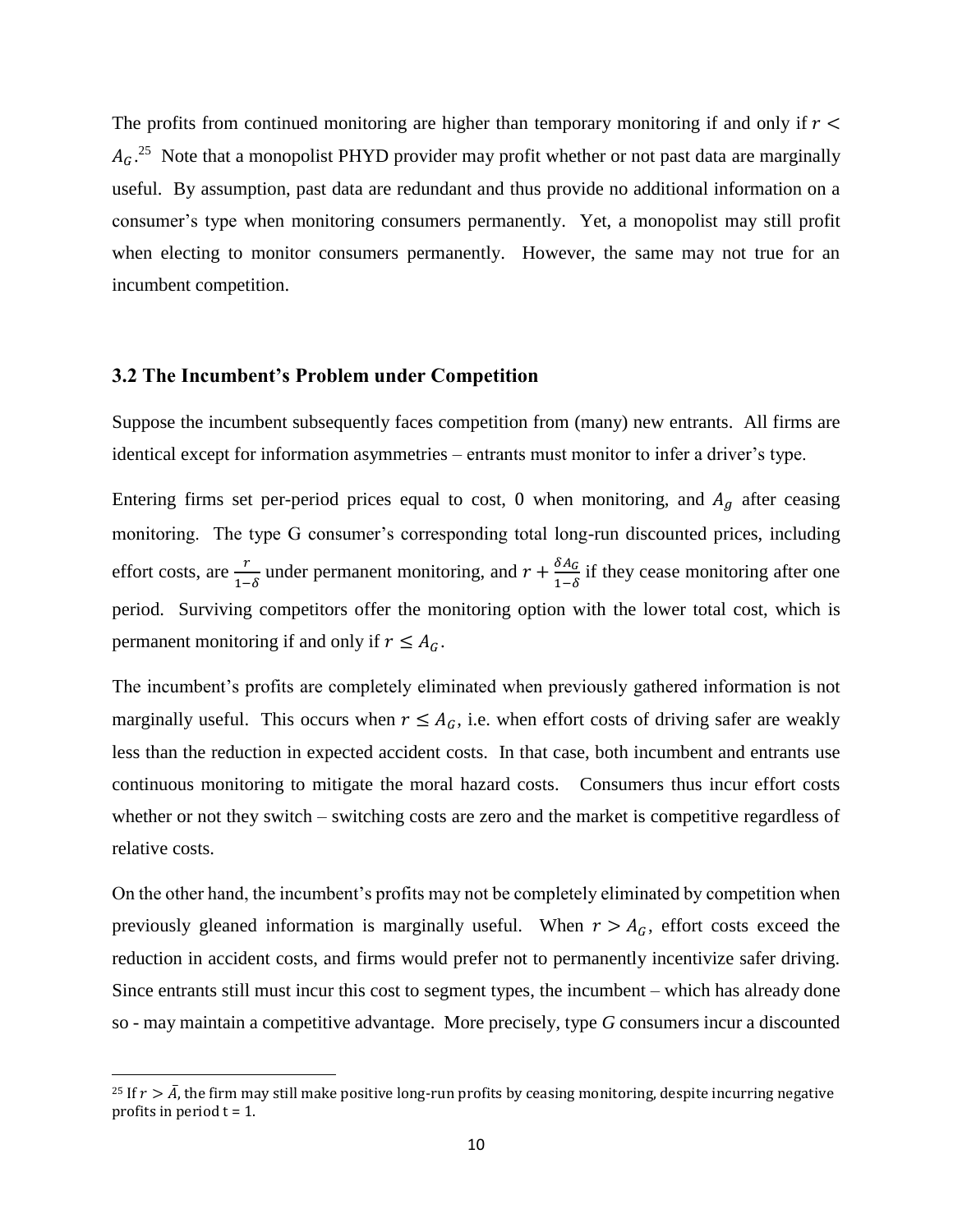The profits from continued monitoring are higher than temporary monitoring if and only if $r < A_G$.[25] Note that a monopolist PHYD provider may profit whether or not past data are marginally useful. By assumption, past data are redundant and thus provide no additional information on a consumer's type when monitoring consumers permanently. Yet, a monopolist may still profit when electing to monitor consumers permanently. However, the same may not true for an incumbent competition.

### 3.2 The Incumbent's Problem under Competition

Suppose the incumbent subsequently faces competition from (many) new entrants. All firms are identical except for information asymmetries – entrants must monitor to infer a driver's type.

Entering firms set per-period prices equal to cost, 0 when monitoring, and $A_g$ after ceasing monitoring. The type G consumer's corresponding total long-run discounted prices, including effort costs, are $\frac{r}{1-\delta}$ under permanent monitoring, and $r + \frac{\delta A_G}{1-\delta}$ if they cease monitoring after one period. Surviving competitors offer the monitoring option with the lower total cost, which is permanent monitoring if and only if $r \leq A_G$.

The incumbent's profits are completely eliminated when previously gathered information is not marginally useful. This occurs when $r \leq A_G$, i.e. when effort costs of driving safer are weakly less than the reduction in expected accident costs. In that case, both incumbent and entrants use continuous monitoring to mitigate the moral hazard costs. Consumers thus incur effort costs whether or not they switch – switching costs are zero and the market is competitive regardless of relative costs.

On the other hand, the incumbent's profits may not be completely eliminated by competition when previously gleaned information is marginally useful. When $r > A_G$, effort costs exceed the reduction in accident costs, and firms would prefer not to permanently incentivize safer driving. Since entrants still must incur this cost to segment types, the incumbent – which has already done so - may maintain a competitive advantage. More precisely, type *G* consumers incur a discounted

[25] If $r > \bar{A}$, the firm may still make positive long-run profits by ceasing monitoring, despite incurring negative profits in period t = 1.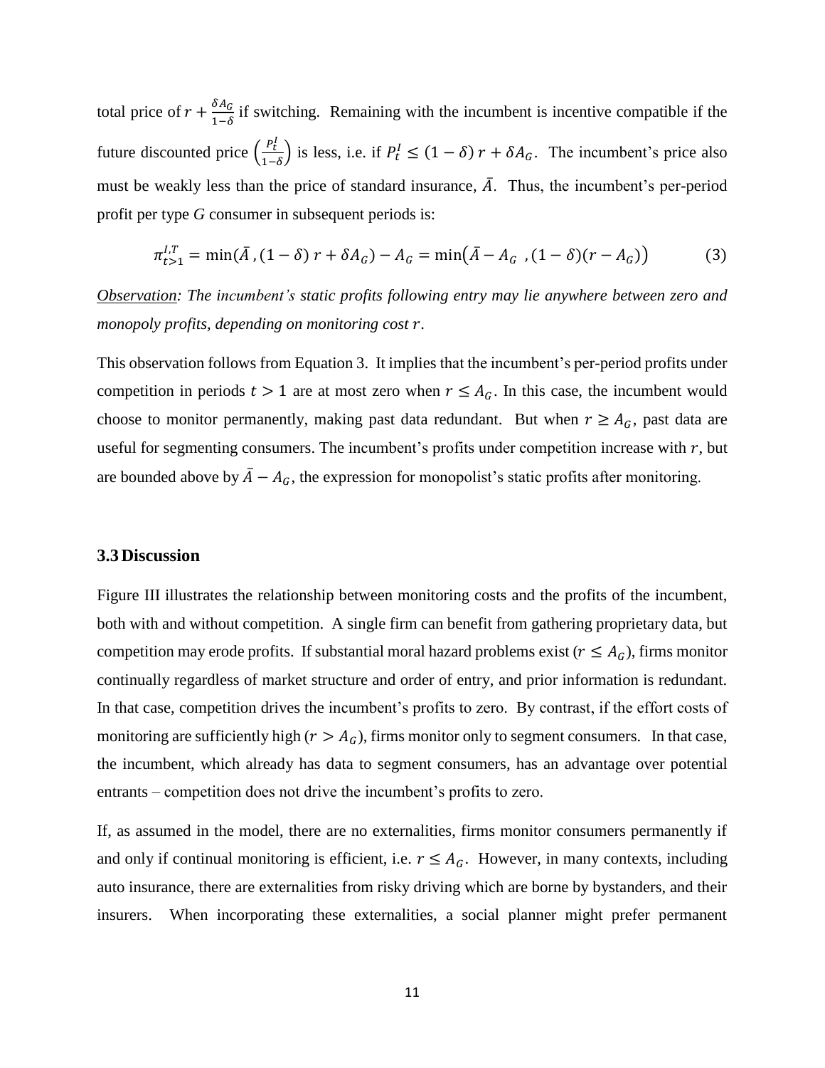total price of $r + \frac{\delta A_G}{1-\delta}$ if switching. Remaining with the incumbent is incentive compatible if the future discounted price $\left(\frac{P_t^I}{1-\delta}\right)$ is less, i.e. if $P_t^I \leq (1-\delta)\, r + \delta A_G$. The incumbent's price also must be weakly less than the price of standard insurance, $\bar{A}$. Thus, the incumbent's per-period profit per type *G* consumer in subsequent periods is:

$$\pi_{t>1}^{I,T} = \min(\bar{A}\,, (1-\delta)\, r + \delta A_G) - A_G = \min\left(\bar{A} - A_G\ , (1-\delta)(r - A_G)\right) \tag{3}$$

*Observation: The incumbent's static profits following entry may lie anywhere between zero and monopoly profits, depending on monitoring cost $r$.*

This observation follows from Equation 3. It implies that the incumbent's per-period profits under competition in periods $t > 1$ are at most zero when $r \leq A_G$. In this case, the incumbent would choose to monitor permanently, making past data redundant. But when $r \geq A_G$, past data are useful for segmenting consumers. The incumbent's profits under competition increase with $r$, but are bounded above by $\bar{A} - A_G$, the expression for monopolist's static profits after monitoring.

### 3.3 Discussion

Figure III illustrates the relationship between monitoring costs and the profits of the incumbent, both with and without competition. A single firm can benefit from gathering proprietary data, but competition may erode profits. If substantial moral hazard problems exist ($r \leq A_G$), firms monitor continually regardless of market structure and order of entry, and prior information is redundant. In that case, competition drives the incumbent's profits to zero. By contrast, if the effort costs of monitoring are sufficiently high ($r > A_G$), firms monitor only to segment consumers. In that case, the incumbent, which already has data to segment consumers, has an advantage over potential entrants – competition does not drive the incumbent's profits to zero.

If, as assumed in the model, there are no externalities, firms monitor consumers permanently if and only if continual monitoring is efficient, i.e. $r \leq A_G$. However, in many contexts, including auto insurance, there are externalities from risky driving which are borne by bystanders, and their insurers. When incorporating these externalities, a social planner might prefer permanent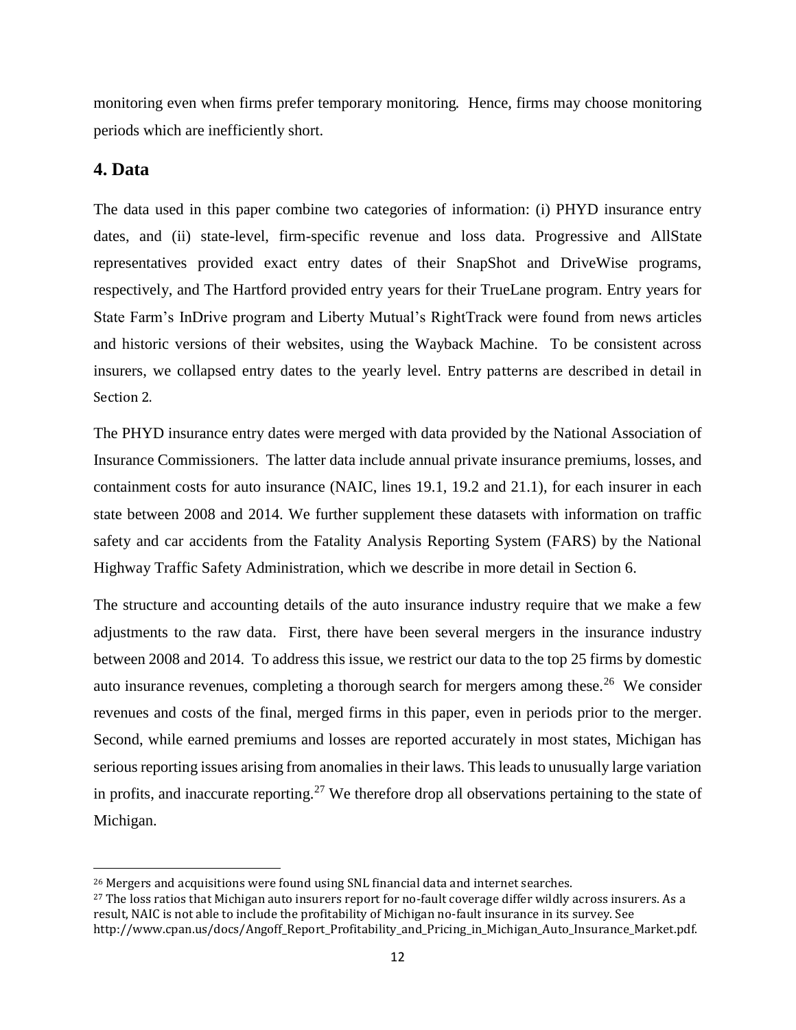monitoring even when firms prefer temporary monitoring. Hence, firms may choose monitoring periods which are inefficiently short.

## 4. Data

The data used in this paper combine two categories of information: (i) PHYD insurance entry dates, and (ii) state-level, firm-specific revenue and loss data. Progressive and AllState representatives provided exact entry dates of their SnapShot and DriveWise programs, respectively, and The Hartford provided entry years for their TrueLane program. Entry years for State Farm's InDrive program and Liberty Mutual's RightTrack were found from news articles and historic versions of their websites, using the Wayback Machine. To be consistent across insurers, we collapsed entry dates to the yearly level. Entry patterns are described in detail in Section 2.

The PHYD insurance entry dates were merged with data provided by the National Association of Insurance Commissioners. The latter data include annual private insurance premiums, losses, and containment costs for auto insurance (NAIC, lines 19.1, 19.2 and 21.1), for each insurer in each state between 2008 and 2014. We further supplement these datasets with information on traffic safety and car accidents from the Fatality Analysis Reporting System (FARS) by the National Highway Traffic Safety Administration, which we describe in more detail in Section 6.

The structure and accounting details of the auto insurance industry require that we make a few adjustments to the raw data. First, there have been several mergers in the insurance industry between 2008 and 2014. To address this issue, we restrict our data to the top 25 firms by domestic auto insurance revenues, completing a thorough search for mergers among these.[26] We consider revenues and costs of the final, merged firms in this paper, even in periods prior to the merger. Second, while earned premiums and losses are reported accurately in most states, Michigan has serious reporting issues arising from anomalies in their laws. This leads to unusually large variation in profits, and inaccurate reporting.[27] We therefore drop all observations pertaining to the state of Michigan.

[26] Mergers and acquisitions were found using SNL financial data and internet searches.

[27] The loss ratios that Michigan auto insurers report for no-fault coverage differ wildly across insurers. As a result, NAIC is not able to include the profitability of Michigan no-fault insurance in its survey. See http://www.cpan.us/docs/Angoff_Report_Profitability_and_Pricing_in_Michigan_Auto_Insurance_Market.pdf.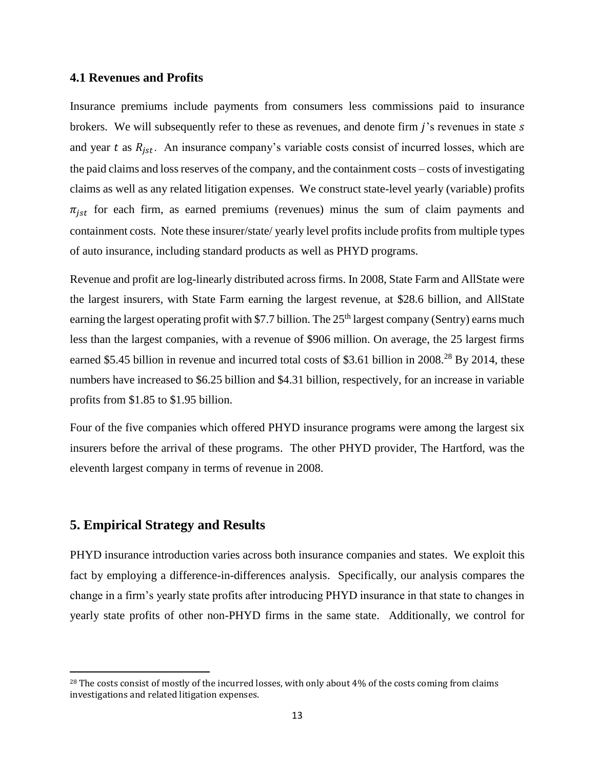### 4.1 Revenues and Profits

Insurance premiums include payments from consumers less commissions paid to insurance brokers. We will subsequently refer to these as revenues, and denote firm $j$'s revenues in state $s$ and year $t$ as $R_{jst}$. An insurance company's variable costs consist of incurred losses, which are the paid claims and loss reserves of the company, and the containment costs – costs of investigating claims as well as any related litigation expenses. We construct state-level yearly (variable) profits $\pi_{jst}$ for each firm, as earned premiums (revenues) minus the sum of claim payments and containment costs. Note these insurer/state/ yearly level profits include profits from multiple types of auto insurance, including standard products as well as PHYD programs.

Revenue and profit are log-linearly distributed across firms. In 2008, State Farm and AllState were the largest insurers, with State Farm earning the largest revenue, at \$28.6 billion, and AllState earning the largest operating profit with \$7.7 billion. The 25th largest company (Sentry) earns much less than the largest companies, with a revenue of \$906 million. On average, the 25 largest firms earned \$5.45 billion in revenue and incurred total costs of \$3.61 billion in 2008.[28] By 2014, these numbers have increased to \$6.25 billion and \$4.31 billion, respectively, for an increase in variable profits from \$1.85 to \$1.95 billion.

Four of the five companies which offered PHYD insurance programs were among the largest six insurers before the arrival of these programs. The other PHYD provider, The Hartford, was the eleventh largest company in terms of revenue in 2008.

## 5. Empirical Strategy and Results

PHYD insurance introduction varies across both insurance companies and states. We exploit this fact by employing a difference-in-differences analysis. Specifically, our analysis compares the change in a firm's yearly state profits after introducing PHYD insurance in that state to changes in yearly state profits of other non-PHYD firms in the same state. Additionally, we control for

[28] The costs consist of mostly of the incurred losses, with only about 4% of the costs coming from claims investigations and related litigation expenses.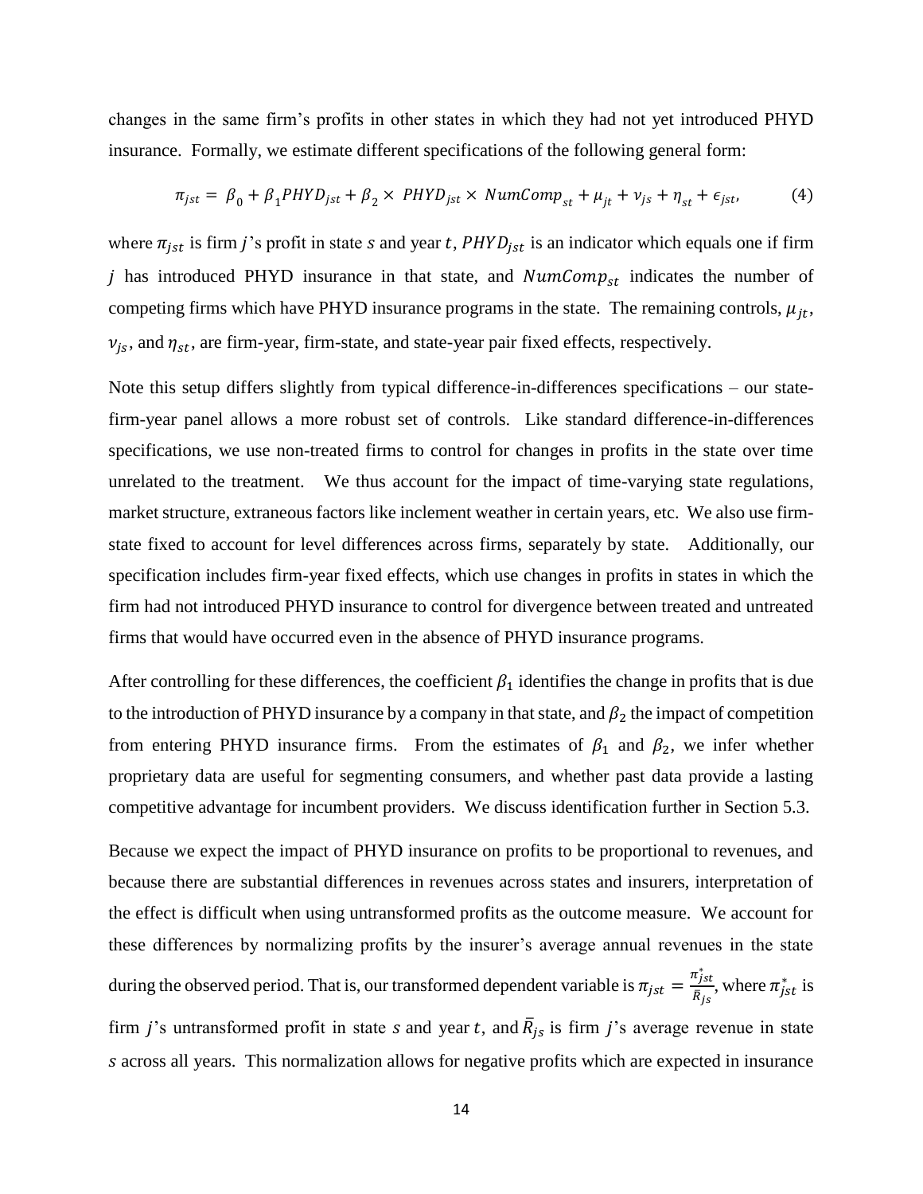changes in the same firm's profits in other states in which they had not yet introduced PHYD insurance. Formally, we estimate different specifications of the following general form:

$$\pi_{jst} = \beta_0 + \beta_1 PHYD_{jst} + \beta_2 \times PHYD_{jst} \times NumComp_{st} + \mu_{jt} + \nu_{js} + \eta_{st} + \epsilon_{jst}, \tag{4}$$

where $\pi_{jst}$ is firm $j$'s profit in state $s$ and year $t$, $PHYD_{jst}$ is an indicator which equals one if firm $j$ has introduced PHYD insurance in that state, and $NumComp_{st}$ indicates the number of competing firms which have PHYD insurance programs in the state. The remaining controls, $\mu_{jt}$, $\nu_{js}$, and $\eta_{st}$, are firm-year, firm-state, and state-year pair fixed effects, respectively.

Note this setup differs slightly from typical difference-in-differences specifications – our state-firm-year panel allows a more robust set of controls. Like standard difference-in-differences specifications, we use non-treated firms to control for changes in profits in the state over time unrelated to the treatment. We thus account for the impact of time-varying state regulations, market structure, extraneous factors like inclement weather in certain years, etc. We also use firm-state fixed to account for level differences across firms, separately by state. Additionally, our specification includes firm-year fixed effects, which use changes in profits in states in which the firm had not introduced PHYD insurance to control for divergence between treated and untreated firms that would have occurred even in the absence of PHYD insurance programs.

After controlling for these differences, the coefficient $\beta_1$ identifies the change in profits that is due to the introduction of PHYD insurance by a company in that state, and $\beta_2$ the impact of competition from entering PHYD insurance firms. From the estimates of $\beta_1$ and $\beta_2$, we infer whether proprietary data are useful for segmenting consumers, and whether past data provide a lasting competitive advantage for incumbent providers. We discuss identification further in Section 5.3.

Because we expect the impact of PHYD insurance on profits to be proportional to revenues, and because there are substantial differences in revenues across states and insurers, interpretation of the effect is difficult when using untransformed profits as the outcome measure. We account for these differences by normalizing profits by the insurer's average annual revenues in the state during the observed period. That is, our transformed dependent variable is $\pi_{jst} = \frac{\pi^*_{jst}}{\bar{R}_{js}}$, where $\pi^*_{jst}$ is firm $j$'s untransformed profit in state $s$ and year $t$, and $\bar{R}_{js}$ is firm $j$'s average revenue in state $s$ across all years. This normalization allows for negative profits which are expected in insurance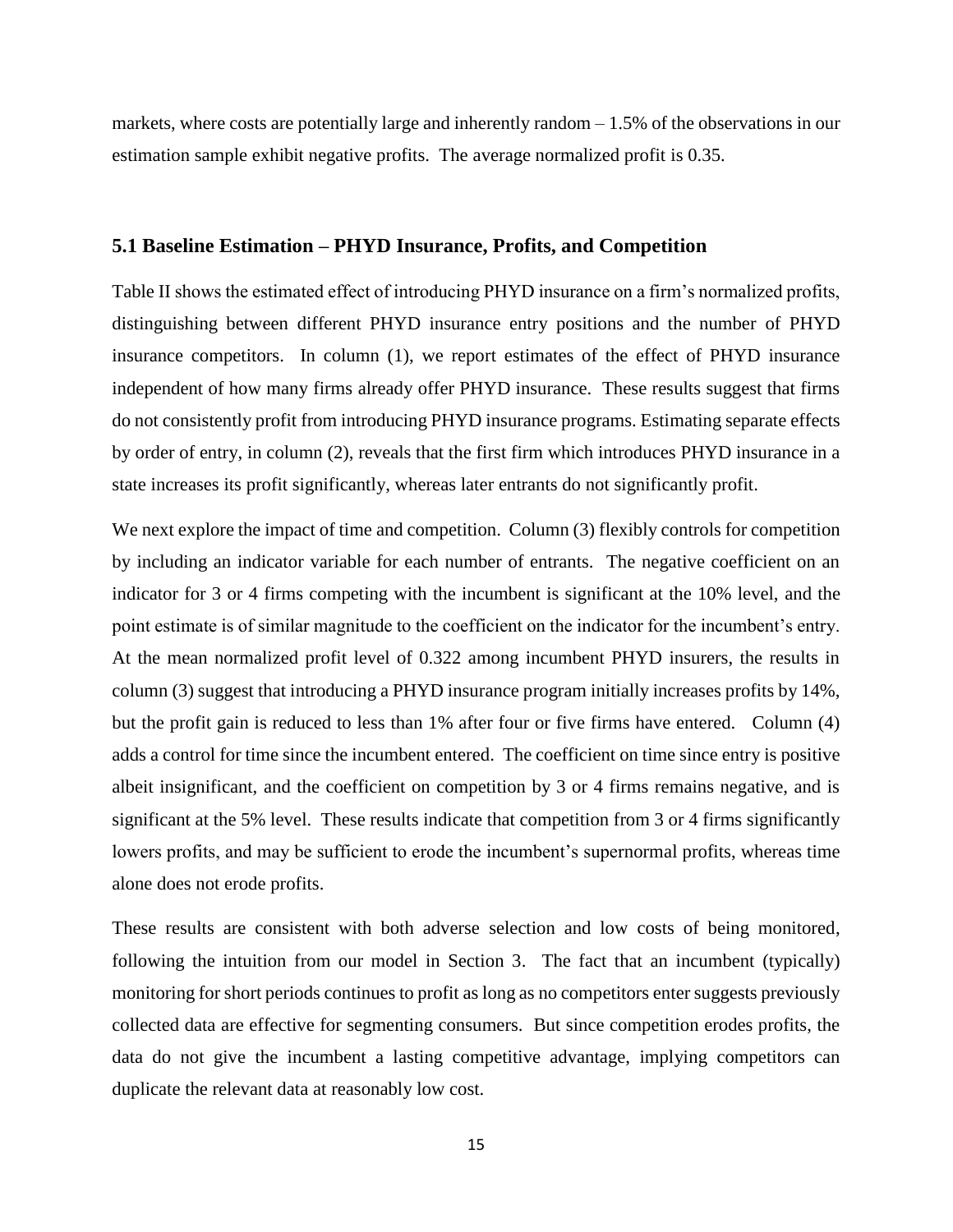markets, where costs are potentially large and inherently random – 1.5% of the observations in our estimation sample exhibit negative profits. The average normalized profit is 0.35.

### 5.1 Baseline Estimation – PHYD Insurance, Profits, and Competition

Table II shows the estimated effect of introducing PHYD insurance on a firm's normalized profits, distinguishing between different PHYD insurance entry positions and the number of PHYD insurance competitors. In column (1), we report estimates of the effect of PHYD insurance independent of how many firms already offer PHYD insurance. These results suggest that firms do not consistently profit from introducing PHYD insurance programs. Estimating separate effects by order of entry, in column (2), reveals that the first firm which introduces PHYD insurance in a state increases its profit significantly, whereas later entrants do not significantly profit.

We next explore the impact of time and competition. Column (3) flexibly controls for competition by including an indicator variable for each number of entrants. The negative coefficient on an indicator for 3 or 4 firms competing with the incumbent is significant at the 10% level, and the point estimate is of similar magnitude to the coefficient on the indicator for the incumbent's entry. At the mean normalized profit level of 0.322 among incumbent PHYD insurers, the results in column (3) suggest that introducing a PHYD insurance program initially increases profits by 14%, but the profit gain is reduced to less than 1% after four or five firms have entered. Column (4) adds a control for time since the incumbent entered. The coefficient on time since entry is positive albeit insignificant, and the coefficient on competition by 3 or 4 firms remains negative, and is significant at the 5% level. These results indicate that competition from 3 or 4 firms significantly lowers profits, and may be sufficient to erode the incumbent's supernormal profits, whereas time alone does not erode profits.

These results are consistent with both adverse selection and low costs of being monitored, following the intuition from our model in Section 3. The fact that an incumbent (typically) monitoring for short periods continues to profit as long as no competitors enter suggests previously collected data are effective for segmenting consumers. But since competition erodes profits, the data do not give the incumbent a lasting competitive advantage, implying competitors can duplicate the relevant data at reasonably low cost.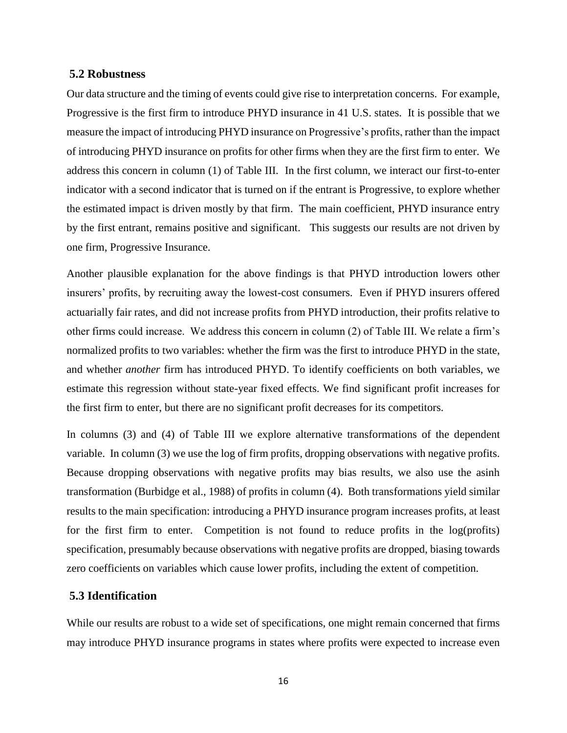### 5.2 Robustness

Our data structure and the timing of events could give rise to interpretation concerns. For example, Progressive is the first firm to introduce PHYD insurance in 41 U.S. states. It is possible that we measure the impact of introducing PHYD insurance on Progressive's profits, rather than the impact of introducing PHYD insurance on profits for other firms when they are the first firm to enter. We address this concern in column (1) of Table III. In the first column, we interact our first-to-enter indicator with a second indicator that is turned on if the entrant is Progressive, to explore whether the estimated impact is driven mostly by that firm. The main coefficient, PHYD insurance entry by the first entrant, remains positive and significant. This suggests our results are not driven by one firm, Progressive Insurance.

Another plausible explanation for the above findings is that PHYD introduction lowers other insurers' profits, by recruiting away the lowest-cost consumers. Even if PHYD insurers offered actuarially fair rates, and did not increase profits from PHYD introduction, their profits relative to other firms could increase. We address this concern in column (2) of Table III. We relate a firm's normalized profits to two variables: whether the firm was the first to introduce PHYD in the state, and whether *another* firm has introduced PHYD. To identify coefficients on both variables, we estimate this regression without state-year fixed effects. We find significant profit increases for the first firm to enter, but there are no significant profit decreases for its competitors.

In columns (3) and (4) of Table III we explore alternative transformations of the dependent variable. In column (3) we use the log of firm profits, dropping observations with negative profits. Because dropping observations with negative profits may bias results, we also use the asinh transformation (Burbidge et al., 1988) of profits in column (4). Both transformations yield similar results to the main specification: introducing a PHYD insurance program increases profits, at least for the first firm to enter. Competition is not found to reduce profits in the log(profits) specification, presumably because observations with negative profits are dropped, biasing towards zero coefficients on variables which cause lower profits, including the extent of competition.

### 5.3 Identification

While our results are robust to a wide set of specifications, one might remain concerned that firms may introduce PHYD insurance programs in states where profits were expected to increase even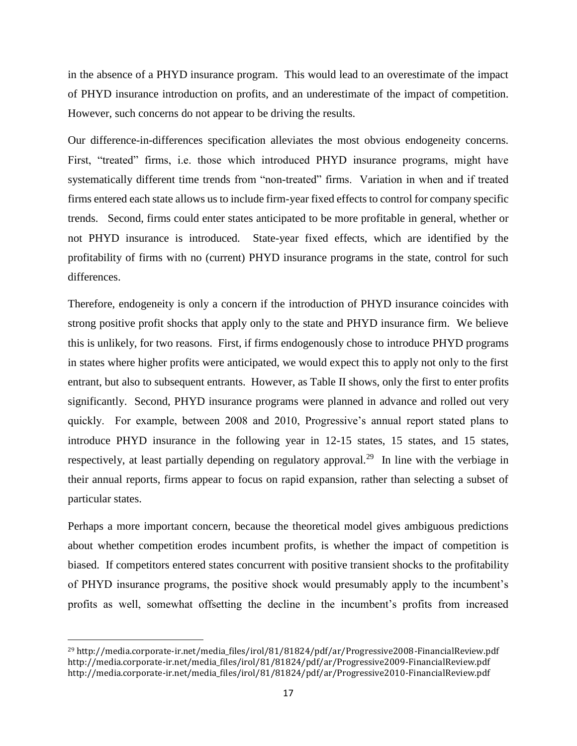in the absence of a PHYD insurance program. This would lead to an overestimate of the impact of PHYD insurance introduction on profits, and an underestimate of the impact of competition. However, such concerns do not appear to be driving the results.

Our difference-in-differences specification alleviates the most obvious endogeneity concerns. First, "treated" firms, i.e. those which introduced PHYD insurance programs, might have systematically different time trends from "non-treated" firms. Variation in when and if treated firms entered each state allows us to include firm-year fixed effects to control for company specific trends. Second, firms could enter states anticipated to be more profitable in general, whether or not PHYD insurance is introduced. State-year fixed effects, which are identified by the profitability of firms with no (current) PHYD insurance programs in the state, control for such differences.

Therefore, endogeneity is only a concern if the introduction of PHYD insurance coincides with strong positive profit shocks that apply only to the state and PHYD insurance firm. We believe this is unlikely, for two reasons. First, if firms endogenously chose to introduce PHYD programs in states where higher profits were anticipated, we would expect this to apply not only to the first entrant, but also to subsequent entrants. However, as Table II shows, only the first to enter profits significantly. Second, PHYD insurance programs were planned in advance and rolled out very quickly. For example, between 2008 and 2010, Progressive's annual report stated plans to introduce PHYD insurance in the following year in 12-15 states, 15 states, and 15 states, respectively, at least partially depending on regulatory approval.[29] In line with the verbiage in their annual reports, firms appear to focus on rapid expansion, rather than selecting a subset of particular states.

Perhaps a more important concern, because the theoretical model gives ambiguous predictions about whether competition erodes incumbent profits, is whether the impact of competition is biased. If competitors entered states concurrent with positive transient shocks to the profitability of PHYD insurance programs, the positive shock would presumably apply to the incumbent's profits as well, somewhat offsetting the decline in the incumbent's profits from increased

[29] http://media.corporate-ir.net/media_files/irol/81/81824/pdf/ar/Progressive2008-FinancialReview.pdf
http://media.corporate-ir.net/media_files/irol/81/81824/pdf/ar/Progressive2009-FinancialReview.pdf
http://media.corporate-ir.net/media_files/irol/81/81824/pdf/ar/Progressive2010-FinancialReview.pdf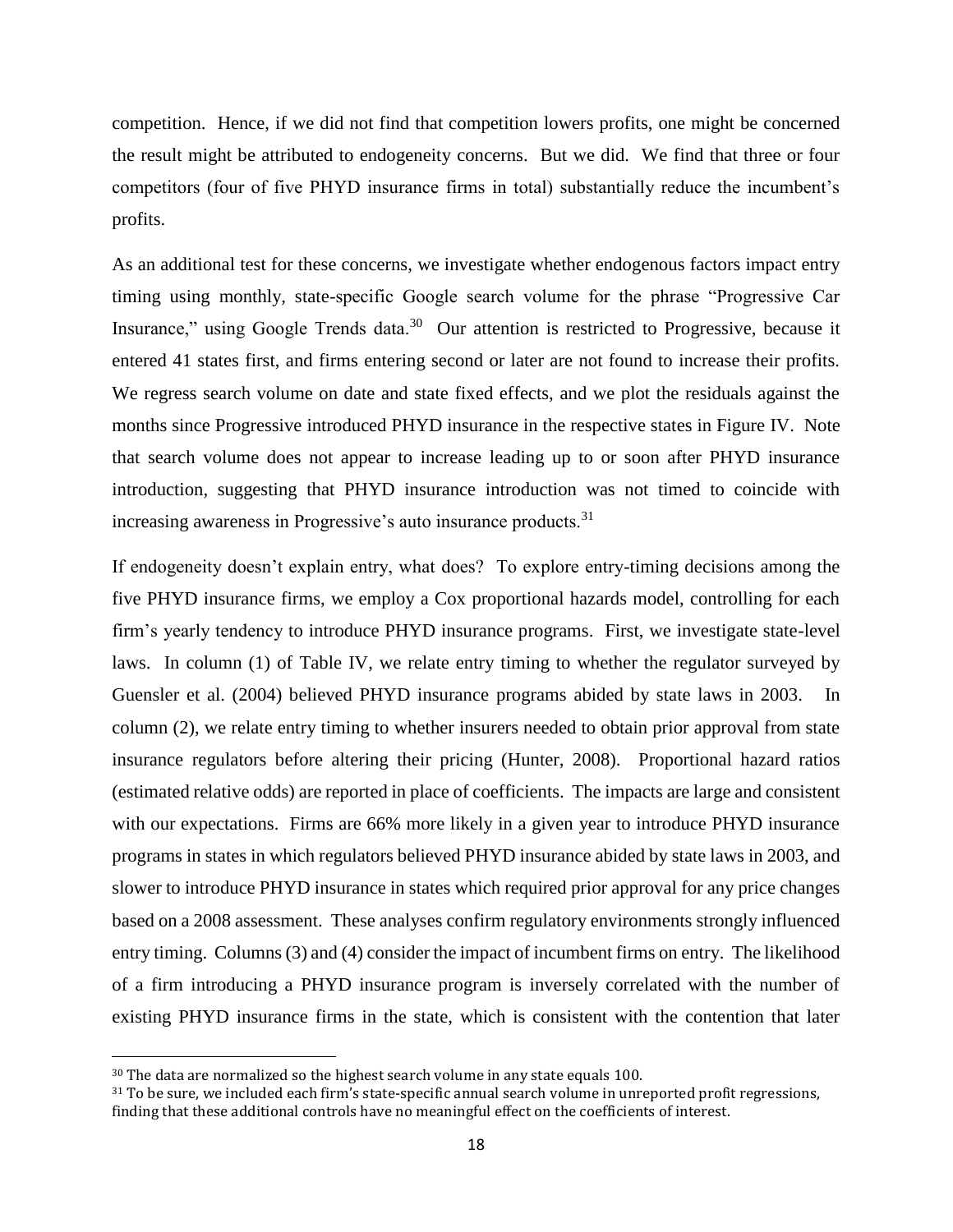competition. Hence, if we did not find that competition lowers profits, one might be concerned the result might be attributed to endogeneity concerns. But we did. We find that three or four competitors (four of five PHYD insurance firms in total) substantially reduce the incumbent's profits.

As an additional test for these concerns, we investigate whether endogenous factors impact entry timing using monthly, state-specific Google search volume for the phrase "Progressive Car Insurance," using Google Trends data.[30] Our attention is restricted to Progressive, because it entered 41 states first, and firms entering second or later are not found to increase their profits. We regress search volume on date and state fixed effects, and we plot the residuals against the months since Progressive introduced PHYD insurance in the respective states in Figure IV. Note that search volume does not appear to increase leading up to or soon after PHYD insurance introduction, suggesting that PHYD insurance introduction was not timed to coincide with increasing awareness in Progressive's auto insurance products.[31]

If endogeneity doesn't explain entry, what does? To explore entry-timing decisions among the five PHYD insurance firms, we employ a Cox proportional hazards model, controlling for each firm's yearly tendency to introduce PHYD insurance programs. First, we investigate state-level laws. In column (1) of Table IV, we relate entry timing to whether the regulator surveyed by Guensler et al. (2004) believed PHYD insurance programs abided by state laws in 2003. In column (2), we relate entry timing to whether insurers needed to obtain prior approval from state insurance regulators before altering their pricing (Hunter, 2008). Proportional hazard ratios (estimated relative odds) are reported in place of coefficients. The impacts are large and consistent with our expectations. Firms are 66% more likely in a given year to introduce PHYD insurance programs in states in which regulators believed PHYD insurance abided by state laws in 2003, and slower to introduce PHYD insurance in states which required prior approval for any price changes based on a 2008 assessment. These analyses confirm regulatory environments strongly influenced entry timing. Columns (3) and (4) consider the impact of incumbent firms on entry. The likelihood of a firm introducing a PHYD insurance program is inversely correlated with the number of existing PHYD insurance firms in the state, which is consistent with the contention that later

---

[30] The data are normalized so the highest search volume in any state equals 100.

[31] To be sure, we included each firm's state-specific annual search volume in unreported profit regressions, finding that these additional controls have no meaningful effect on the coefficients of interest.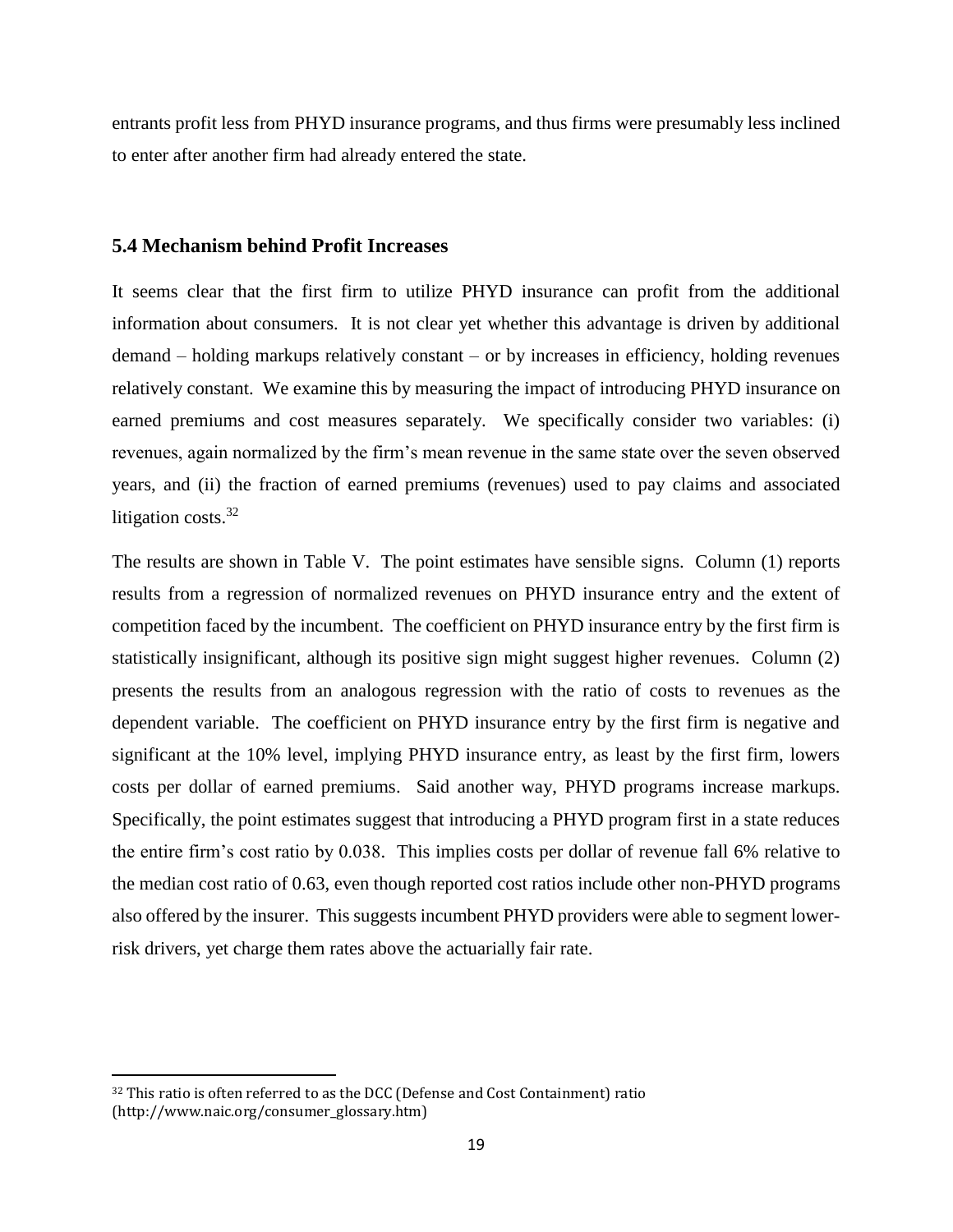entrants profit less from PHYD insurance programs, and thus firms were presumably less inclined to enter after another firm had already entered the state.

### 5.4 Mechanism behind Profit Increases

It seems clear that the first firm to utilize PHYD insurance can profit from the additional information about consumers. It is not clear yet whether this advantage is driven by additional demand – holding markups relatively constant – or by increases in efficiency, holding revenues relatively constant. We examine this by measuring the impact of introducing PHYD insurance on earned premiums and cost measures separately. We specifically consider two variables: (i) revenues, again normalized by the firm's mean revenue in the same state over the seven observed years, and (ii) the fraction of earned premiums (revenues) used to pay claims and associated litigation costs.[32]

The results are shown in Table V. The point estimates have sensible signs. Column (1) reports results from a regression of normalized revenues on PHYD insurance entry and the extent of competition faced by the incumbent. The coefficient on PHYD insurance entry by the first firm is statistically insignificant, although its positive sign might suggest higher revenues. Column (2) presents the results from an analogous regression with the ratio of costs to revenues as the dependent variable. The coefficient on PHYD insurance entry by the first firm is negative and significant at the 10% level, implying PHYD insurance entry, as least by the first firm, lowers costs per dollar of earned premiums. Said another way, PHYD programs increase markups. Specifically, the point estimates suggest that introducing a PHYD program first in a state reduces the entire firm's cost ratio by 0.038. This implies costs per dollar of revenue fall 6% relative to the median cost ratio of 0.63, even though reported cost ratios include other non-PHYD programs also offered by the insurer. This suggests incumbent PHYD providers were able to segment lower-risk drivers, yet charge them rates above the actuarially fair rate.

---

[32] This ratio is often referred to as the DCC (Defense and Cost Containment) ratio (http://www.naic.org/consumer_glossary.htm)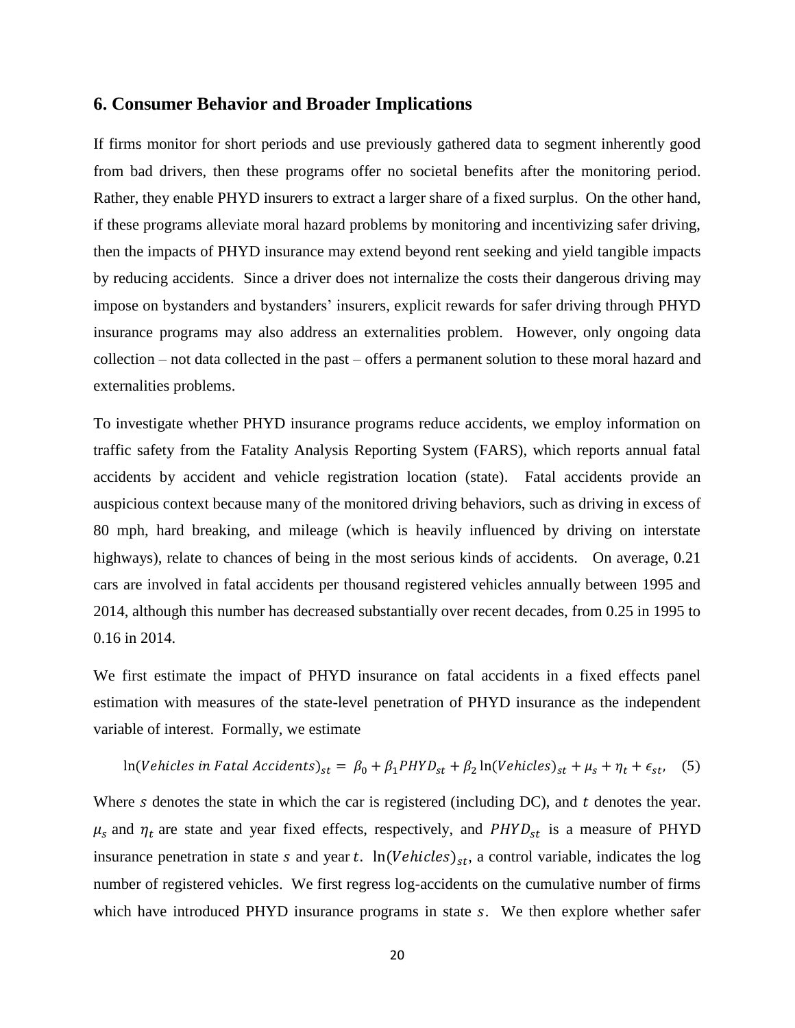## 6. Consumer Behavior and Broader Implications

If firms monitor for short periods and use previously gathered data to segment inherently good from bad drivers, then these programs offer no societal benefits after the monitoring period. Rather, they enable PHYD insurers to extract a larger share of a fixed surplus. On the other hand, if these programs alleviate moral hazard problems by monitoring and incentivizing safer driving, then the impacts of PHYD insurance may extend beyond rent seeking and yield tangible impacts by reducing accidents. Since a driver does not internalize the costs their dangerous driving may impose on bystanders and bystanders' insurers, explicit rewards for safer driving through PHYD insurance programs may also address an externalities problem. However, only ongoing data collection – not data collected in the past – offers a permanent solution to these moral hazard and externalities problems.

To investigate whether PHYD insurance programs reduce accidents, we employ information on traffic safety from the Fatality Analysis Reporting System (FARS), which reports annual fatal accidents by accident and vehicle registration location (state). Fatal accidents provide an auspicious context because many of the monitored driving behaviors, such as driving in excess of 80 mph, hard breaking, and mileage (which is heavily influenced by driving on interstate highways), relate to chances of being in the most serious kinds of accidents. On average, 0.21 cars are involved in fatal accidents per thousand registered vehicles annually between 1995 and 2014, although this number has decreased substantially over recent decades, from 0.25 in 1995 to 0.16 in 2014.

We first estimate the impact of PHYD insurance on fatal accidents in a fixed effects panel estimation with measures of the state-level penetration of PHYD insurance as the independent variable of interest. Formally, we estimate

$$\ln(Vehicles\ in\ Fatal\ Accidents)_{st} = \beta_0 + \beta_1 PHYD_{st} + \beta_2 \ln(Vehicles)_{st} + \mu_s + \eta_t + \epsilon_{st}, \quad (5)$$

Where $s$ denotes the state in which the car is registered (including DC), and $t$ denotes the year. $\mu_s$ and $\eta_t$ are state and year fixed effects, respectively, and $PHYD_{st}$ is a measure of PHYD insurance penetration in state $s$ and year $t$. $\ln(Vehicles)_{st}$, a control variable, indicates the log number of registered vehicles. We first regress log-accidents on the cumulative number of firms which have introduced PHYD insurance programs in state $s$. We then explore whether safer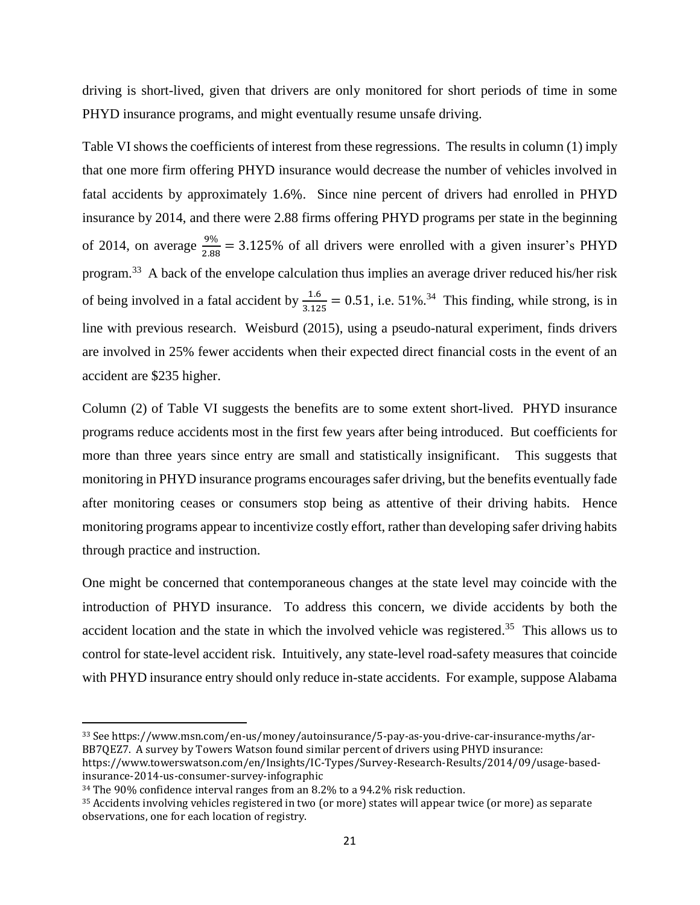driving is short-lived, given that drivers are only monitored for short periods of time in some PHYD insurance programs, and might eventually resume unsafe driving.

Table VI shows the coefficients of interest from these regressions. The results in column (1) imply that one more firm offering PHYD insurance would decrease the number of vehicles involved in fatal accidents by approximately 1.6%. Since nine percent of drivers had enrolled in PHYD insurance by 2014, and there were 2.88 firms offering PHYD programs per state in the beginning of 2014, on average $\frac{9\%}{2.88} = 3.125\%$ of all drivers were enrolled with a given insurer's PHYD program.[33] A back of the envelope calculation thus implies an average driver reduced his/her risk of being involved in a fatal accident by $\frac{1.6}{3.125} = 0.51$, i.e. 51%.[34] This finding, while strong, is in line with previous research. Weisburd (2015), using a pseudo-natural experiment, finds drivers are involved in 25% fewer accidents when their expected direct financial costs in the event of an accident are $235 higher.

Column (2) of Table VI suggests the benefits are to some extent short-lived. PHYD insurance programs reduce accidents most in the first few years after being introduced. But coefficients for more than three years since entry are small and statistically insignificant. This suggests that monitoring in PHYD insurance programs encourages safer driving, but the benefits eventually fade after monitoring ceases or consumers stop being as attentive of their driving habits. Hence monitoring programs appear to incentivize costly effort, rather than developing safer driving habits through practice and instruction.

One might be concerned that contemporaneous changes at the state level may coincide with the introduction of PHYD insurance. To address this concern, we divide accidents by both the accident location and the state in which the involved vehicle was registered.[35] This allows us to control for state-level accident risk. Intuitively, any state-level road-safety measures that coincide with PHYD insurance entry should only reduce in-state accidents. For example, suppose Alabama

---

[33] See https://www.msn.com/en-us/money/autoinsurance/5-pay-as-you-drive-car-insurance-myths/ar-BB7QEZ7. A survey by Towers Watson found similar percent of drivers using PHYD insurance: https://www.towerswatson.com/en/Insights/IC-Types/Survey-Research-Results/2014/09/usage-based-insurance-2014-us-consumer-survey-infographic

[34] The 90% confidence interval ranges from an 8.2% to a 94.2% risk reduction.

[35] Accidents involving vehicles registered in two (or more) states will appear twice (or more) as separate observations, one for each location of registry.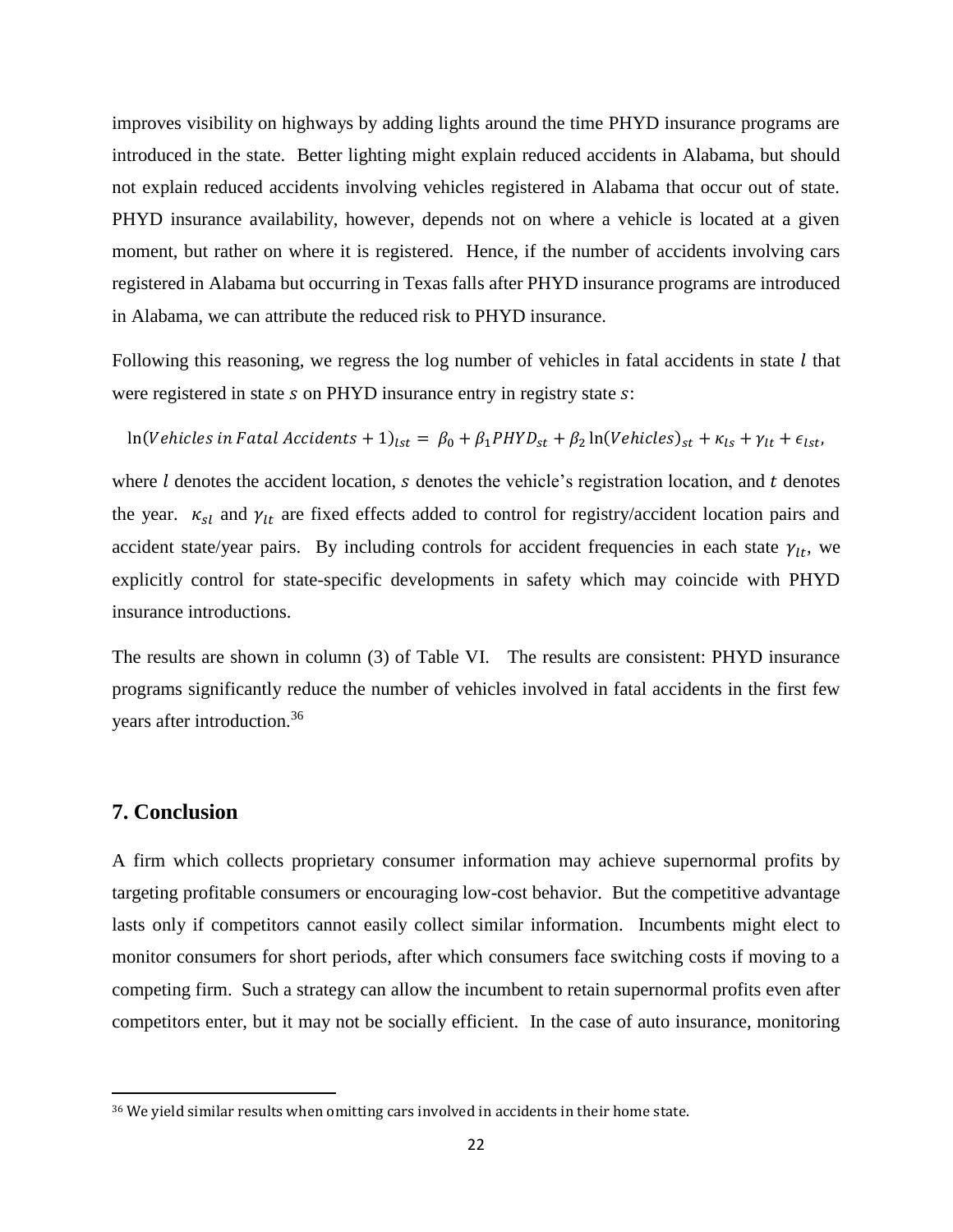improves visibility on highways by adding lights around the time PHYD insurance programs are introduced in the state. Better lighting might explain reduced accidents in Alabama, but should not explain reduced accidents involving vehicles registered in Alabama that occur out of state. PHYD insurance availability, however, depends not on where a vehicle is located at a given moment, but rather on where it is registered. Hence, if the number of accidents involving cars registered in Alabama but occurring in Texas falls after PHYD insurance programs are introduced in Alabama, we can attribute the reduced risk to PHYD insurance.

Following this reasoning, we regress the log number of vehicles in fatal accidents in state $l$ that were registered in state $s$ on PHYD insurance entry in registry state $s$:

$$\ln(Vehicles\ in\ Fatal\ Accidents + 1)_{lst} = \beta_0 + \beta_1 PHYD_{st} + \beta_2 \ln(Vehicles)_{st} + \kappa_{ls} + \gamma_{lt} + \epsilon_{lst},$$

where $l$ denotes the accident location, $s$ denotes the vehicle's registration location, and $t$ denotes the year. $\kappa_{sl}$ and $\gamma_{lt}$ are fixed effects added to control for registry/accident location pairs and accident state/year pairs. By including controls for accident frequencies in each state $\gamma_{lt}$, we explicitly control for state-specific developments in safety which may coincide with PHYD insurance introductions.

The results are shown in column (3) of Table VI. The results are consistent: PHYD insurance programs significantly reduce the number of vehicles involved in fatal accidents in the first few years after introduction.[36]

## 7. Conclusion

A firm which collects proprietary consumer information may achieve supernormal profits by targeting profitable consumers or encouraging low-cost behavior. But the competitive advantage lasts only if competitors cannot easily collect similar information. Incumbents might elect to monitor consumers for short periods, after which consumers face switching costs if moving to a competing firm. Such a strategy can allow the incumbent to retain supernormal profits even after competitors enter, but it may not be socially efficient. In the case of auto insurance, monitoring

[36] We yield similar results when omitting cars involved in accidents in their home state.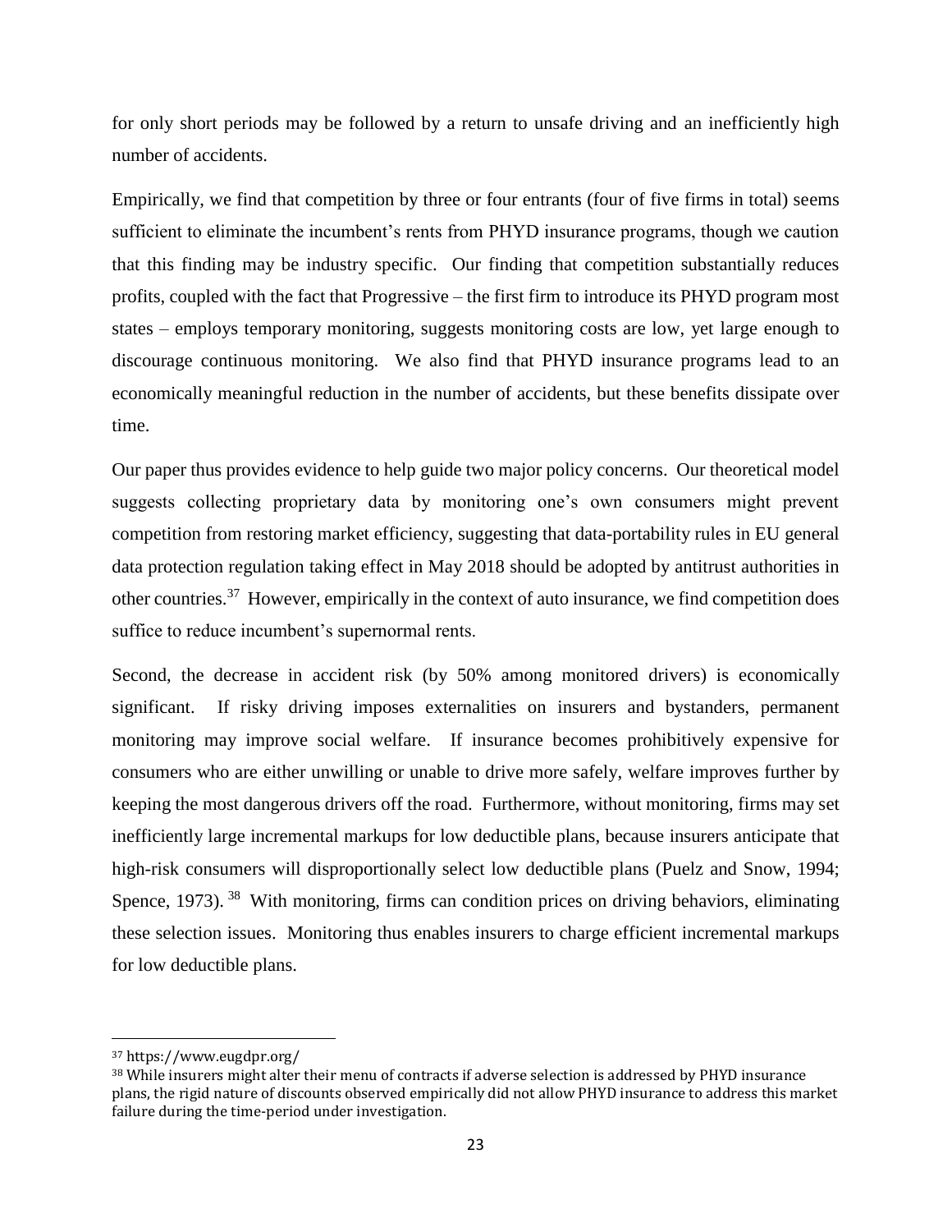for only short periods may be followed by a return to unsafe driving and an inefficiently high number of accidents.

Empirically, we find that competition by three or four entrants (four of five firms in total) seems sufficient to eliminate the incumbent's rents from PHYD insurance programs, though we caution that this finding may be industry specific. Our finding that competition substantially reduces profits, coupled with the fact that Progressive – the first firm to introduce its PHYD program most states – employs temporary monitoring, suggests monitoring costs are low, yet large enough to discourage continuous monitoring. We also find that PHYD insurance programs lead to an economically meaningful reduction in the number of accidents, but these benefits dissipate over time.

Our paper thus provides evidence to help guide two major policy concerns. Our theoretical model suggests collecting proprietary data by monitoring one's own consumers might prevent competition from restoring market efficiency, suggesting that data-portability rules in EU general data protection regulation taking effect in May 2018 should be adopted by antitrust authorities in other countries.[37] However, empirically in the context of auto insurance, we find competition does suffice to reduce incumbent's supernormal rents.

Second, the decrease in accident risk (by 50% among monitored drivers) is economically significant. If risky driving imposes externalities on insurers and bystanders, permanent monitoring may improve social welfare. If insurance becomes prohibitively expensive for consumers who are either unwilling or unable to drive more safely, welfare improves further by keeping the most dangerous drivers off the road. Furthermore, without monitoring, firms may set inefficiently large incremental markups for low deductible plans, because insurers anticipate that high-risk consumers will disproportionally select low deductible plans (Puelz and Snow, 1994; Spence, 1973).[38] With monitoring, firms can condition prices on driving behaviors, eliminating these selection issues. Monitoring thus enables insurers to charge efficient incremental markups for low deductible plans.

---

[37] https://www.eugdpr.org/

[38] While insurers might alter their menu of contracts if adverse selection is addressed by PHYD insurance plans, the rigid nature of discounts observed empirically did not allow PHYD insurance to address this market failure during the time-period under investigation.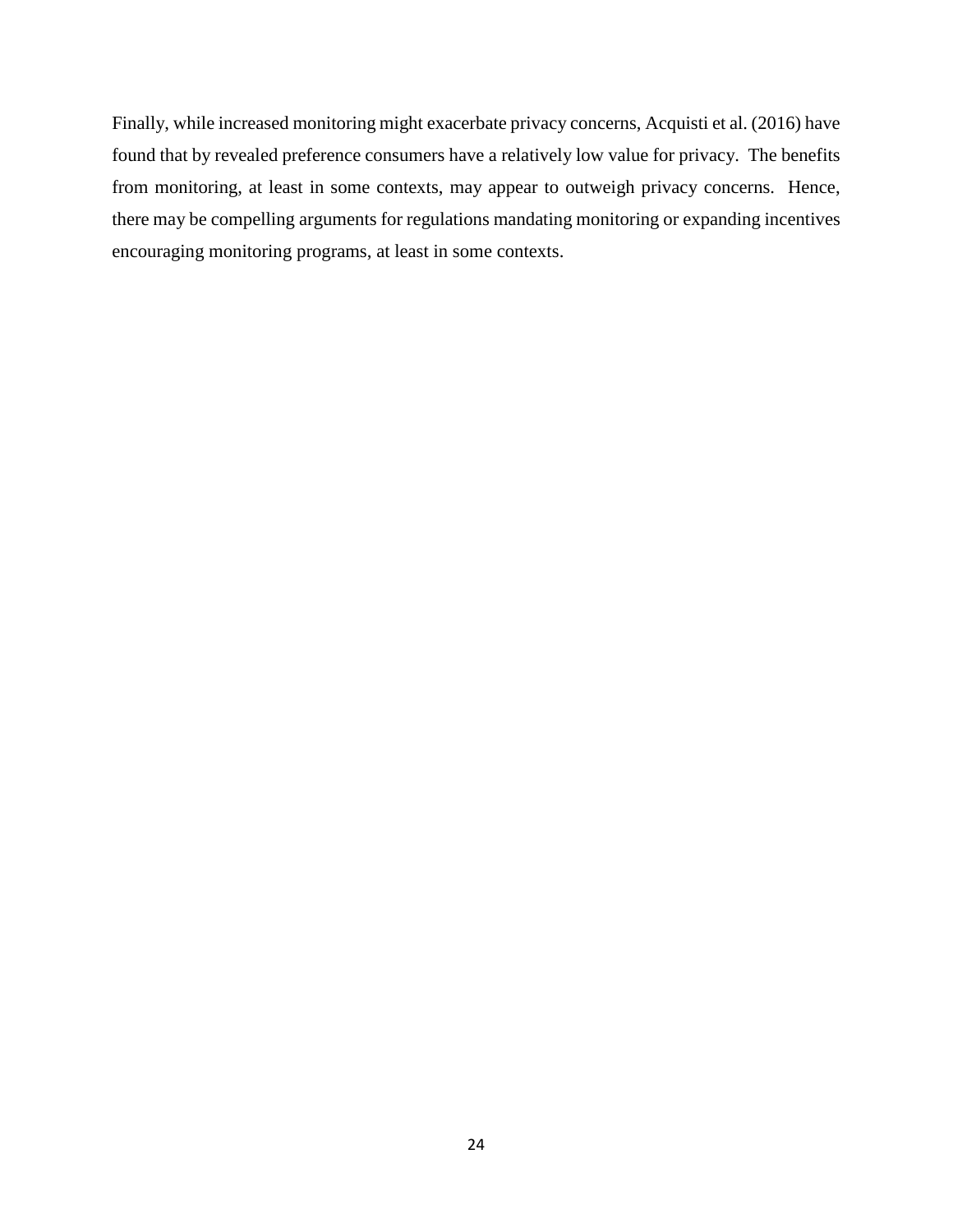Finally, while increased monitoring might exacerbate privacy concerns, Acquisti et al. (2016) have found that by revealed preference consumers have a relatively low value for privacy. The benefits from monitoring, at least in some contexts, may appear to outweigh privacy concerns. Hence, there may be compelling arguments for regulations mandating monitoring or expanding incentives encouraging monitoring programs, at least in some contexts.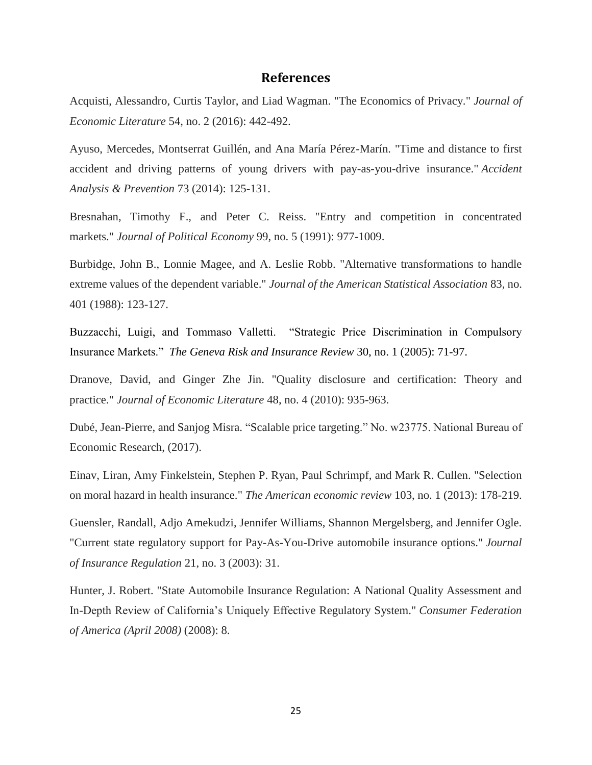# References

Acquisti, Alessandro, Curtis Taylor, and Liad Wagman. "The Economics of Privacy." *Journal of Economic Literature* 54, no. 2 (2016): 442-492.

Ayuso, Mercedes, Montserrat Guillén, and Ana María Pérez-Marín. "Time and distance to first accident and driving patterns of young drivers with pay-as-you-drive insurance." *Accident Analysis & Prevention* 73 (2014): 125-131.

Bresnahan, Timothy F., and Peter C. Reiss. "Entry and competition in concentrated markets." *Journal of Political Economy* 99, no. 5 (1991): 977-1009.

Burbidge, John B., Lonnie Magee, and A. Leslie Robb. "Alternative transformations to handle extreme values of the dependent variable." *Journal of the American Statistical Association* 83, no. 401 (1988): 123-127.

Buzzacchi, Luigi, and Tommaso Valletti. "Strategic Price Discrimination in Compulsory Insurance Markets." *The Geneva Risk and Insurance Review* 30, no. 1 (2005): 71-97.

Dranove, David, and Ginger Zhe Jin. "Quality disclosure and certification: Theory and practice." *Journal of Economic Literature* 48, no. 4 (2010): 935-963.

Dubé, Jean-Pierre, and Sanjog Misra. "Scalable price targeting." No. w23775. National Bureau of Economic Research, (2017).

Einav, Liran, Amy Finkelstein, Stephen P. Ryan, Paul Schrimpf, and Mark R. Cullen. "Selection on moral hazard in health insurance." *The American economic review* 103, no. 1 (2013): 178-219.

Guensler, Randall, Adjo Amekudzi, Jennifer Williams, Shannon Mergelsberg, and Jennifer Ogle. "Current state regulatory support for Pay-As-You-Drive automobile insurance options." *Journal of Insurance Regulation* 21, no. 3 (2003): 31.

Hunter, J. Robert. "State Automobile Insurance Regulation: A National Quality Assessment and In-Depth Review of California's Uniquely Effective Regulatory System." *Consumer Federation of America (April 2008)* (2008): 8.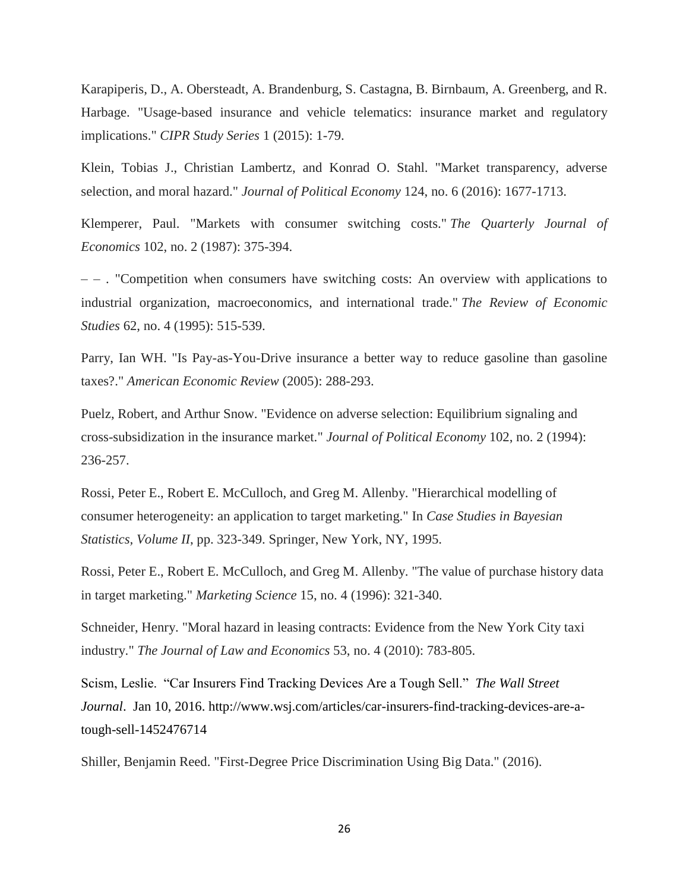Karapiperis, D., A. Obersteadt, A. Brandenburg, S. Castagna, B. Birnbaum, A. Greenberg, and R. Harbage. "Usage-based insurance and vehicle telematics: insurance market and regulatory implications." *CIPR Study Series* 1 (2015): 1-79.

Klein, Tobias J., Christian Lambertz, and Konrad O. Stahl. "Market transparency, adverse selection, and moral hazard." *Journal of Political Economy* 124, no. 6 (2016): 1677-1713.

Klemperer, Paul. "Markets with consumer switching costs." *The Quarterly Journal of Economics* 102, no. 2 (1987): 375-394.

– – . "Competition when consumers have switching costs: An overview with applications to industrial organization, macroeconomics, and international trade." *The Review of Economic Studies* 62, no. 4 (1995): 515-539.

Parry, Ian WH. "Is Pay-as-You-Drive insurance a better way to reduce gasoline than gasoline taxes?." *American Economic Review* (2005): 288-293.

Puelz, Robert, and Arthur Snow. "Evidence on adverse selection: Equilibrium signaling and cross-subsidization in the insurance market." *Journal of Political Economy* 102, no. 2 (1994): 236-257.

Rossi, Peter E., Robert E. McCulloch, and Greg M. Allenby. "Hierarchical modelling of consumer heterogeneity: an application to target marketing." In *Case Studies in Bayesian Statistics, Volume II*, pp. 323-349. Springer, New York, NY, 1995.

Rossi, Peter E., Robert E. McCulloch, and Greg M. Allenby. "The value of purchase history data in target marketing." *Marketing Science* 15, no. 4 (1996): 321-340.

Schneider, Henry. "Moral hazard in leasing contracts: Evidence from the New York City taxi industry." *The Journal of Law and Economics* 53, no. 4 (2010): 783-805.

Scism, Leslie. "Car Insurers Find Tracking Devices Are a Tough Sell." *The Wall Street Journal*. Jan 10, 2016. http://www.wsj.com/articles/car-insurers-find-tracking-devices-are-a-tough-sell-1452476714

Shiller, Benjamin Reed. "First-Degree Price Discrimination Using Big Data." (2016).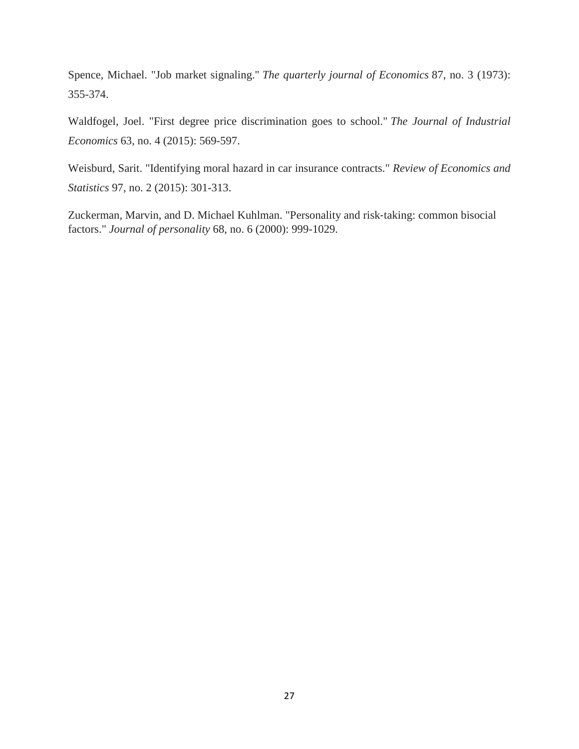Spence, Michael. "Job market signaling." *The quarterly journal of Economics* 87, no. 3 (1973): 355-374.

Waldfogel, Joel. "First degree price discrimination goes to school." *The Journal of Industrial Economics* 63, no. 4 (2015): 569-597.

Weisburd, Sarit. "Identifying moral hazard in car insurance contracts." *Review of Economics and Statistics* 97, no. 2 (2015): 301-313.

Zuckerman, Marvin, and D. Michael Kuhlman. "Personality and risk-taking: common bisocial factors." *Journal of personality* 68, no. 6 (2000): 999-1029.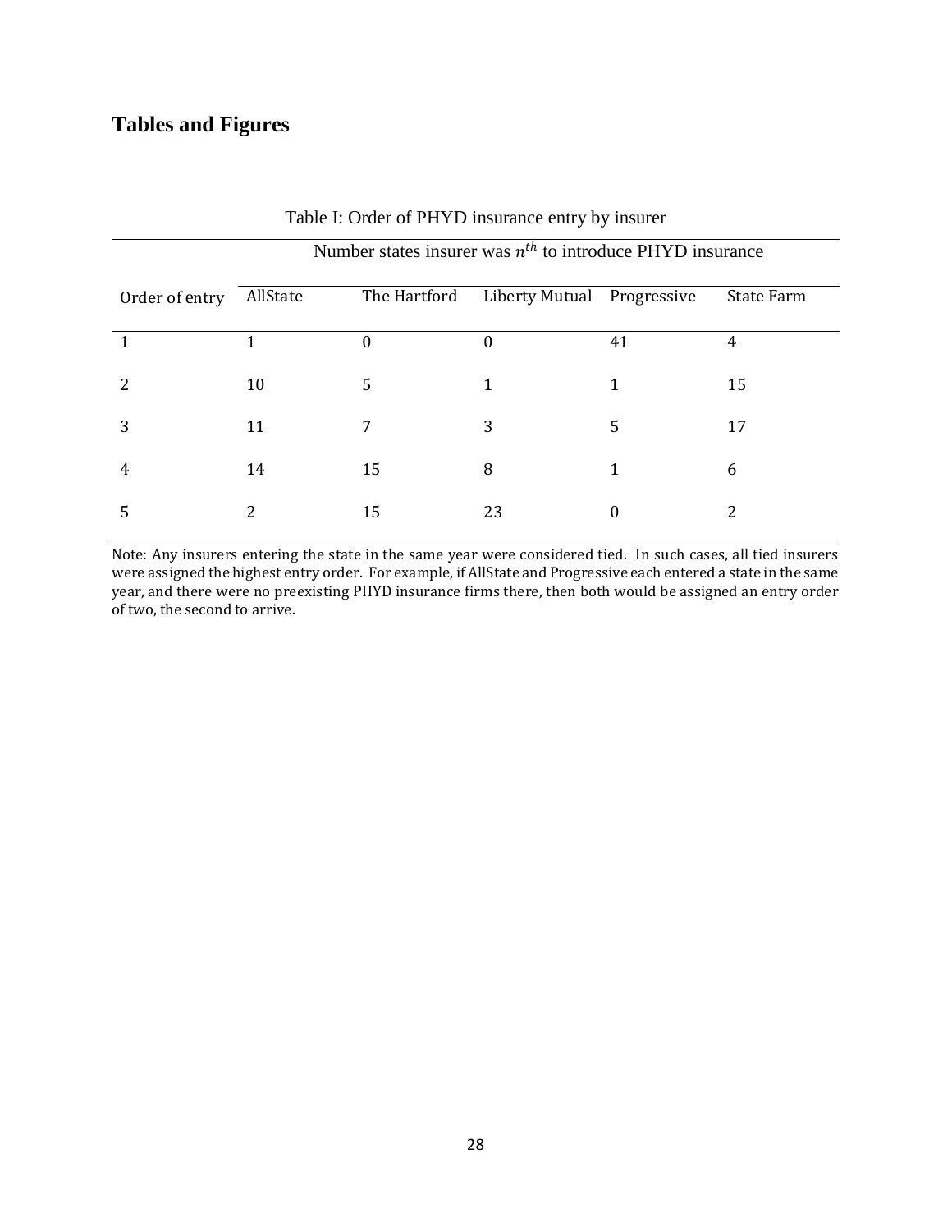# Tables and Figures

Table I: Order of PHYD insurance entry by insurer

| | Number states insurer was $n^{th}$ to introduce PHYD insurance | | | | |
|---|---|---|---|---|---|
| Order of entry | AllState | The Hartford | Liberty Mutual | Progressive | State Farm |
| 1 | 1 | 0 | 0 | 41 | 4 |
| 2 | 10 | 5 | 1 | 1 | 15 |
| 3 | 11 | 7 | 3 | 5 | 17 |
| 4 | 14 | 15 | 8 | 1 | 6 |
| 5 | 2 | 15 | 23 | 0 | 2 |

Note: Any insurers entering the state in the same year were considered tied. In such cases, all tied insurers were assigned the highest entry order. For example, if AllState and Progressive each entered a state in the same year, and there were no preexisting PHYD insurance firms there, then both would be assigned an entry order of two, the second to arrive.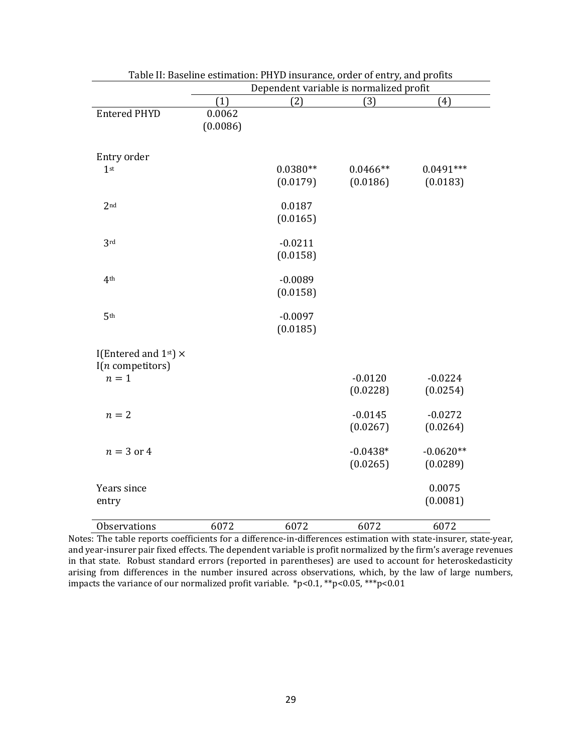Table II: Baseline estimation: PHYD insurance, order of entry, and profits

| | Dependent variable is normalized profit | | | |
|---|---|---|---|---|
| | (1) | (2) | (3) | (4) |
| Entered PHYD | 0.0062 | | | |
| | (0.0086) | | | |
| Entry order | | | | |
| 1st | | 0.0380** | 0.0466** | 0.0491*** |
| | | (0.0179) | (0.0186) | (0.0183) |
| 2nd | | 0.0187 | | |
| | | (0.0165) | | |
| 3rd | | -0.0211 | | |
| | | (0.0158) | | |
| 4th | | -0.0089 | | |
| | | (0.0158) | | |
| 5th | | -0.0097 | | |
| | | (0.0185) | | |
| I(Entered and 1st) × I($n$ competitors) | | | | |
| $n = 1$ | | | -0.0120 | -0.0224 |
| | | | (0.0228) | (0.0254) |
| $n = 2$ | | | -0.0145 | -0.0272 |
| | | | (0.0267) | (0.0264) |
| $n = 3$ or 4 | | | -0.0438* | -0.0620** |
| | | | (0.0265) | (0.0289) |
| Years since entry | | | | 0.0075 |
| | | | | (0.0081) |
| Observations | 6072 | 6072 | 6072 | 6072 |

Notes: The table reports coefficients for a difference-in-differences estimation with state-insurer, state-year, and year-insurer pair fixed effects. The dependent variable is profit normalized by the firm's average revenues in that state. Robust standard errors (reported in parentheses) are used to account for heteroskedasticity arising from differences in the number insured across observations, which, by the law of large numbers, impacts the variance of our normalized profit variable. *p<0.1, **p<0.05, ***p<0.01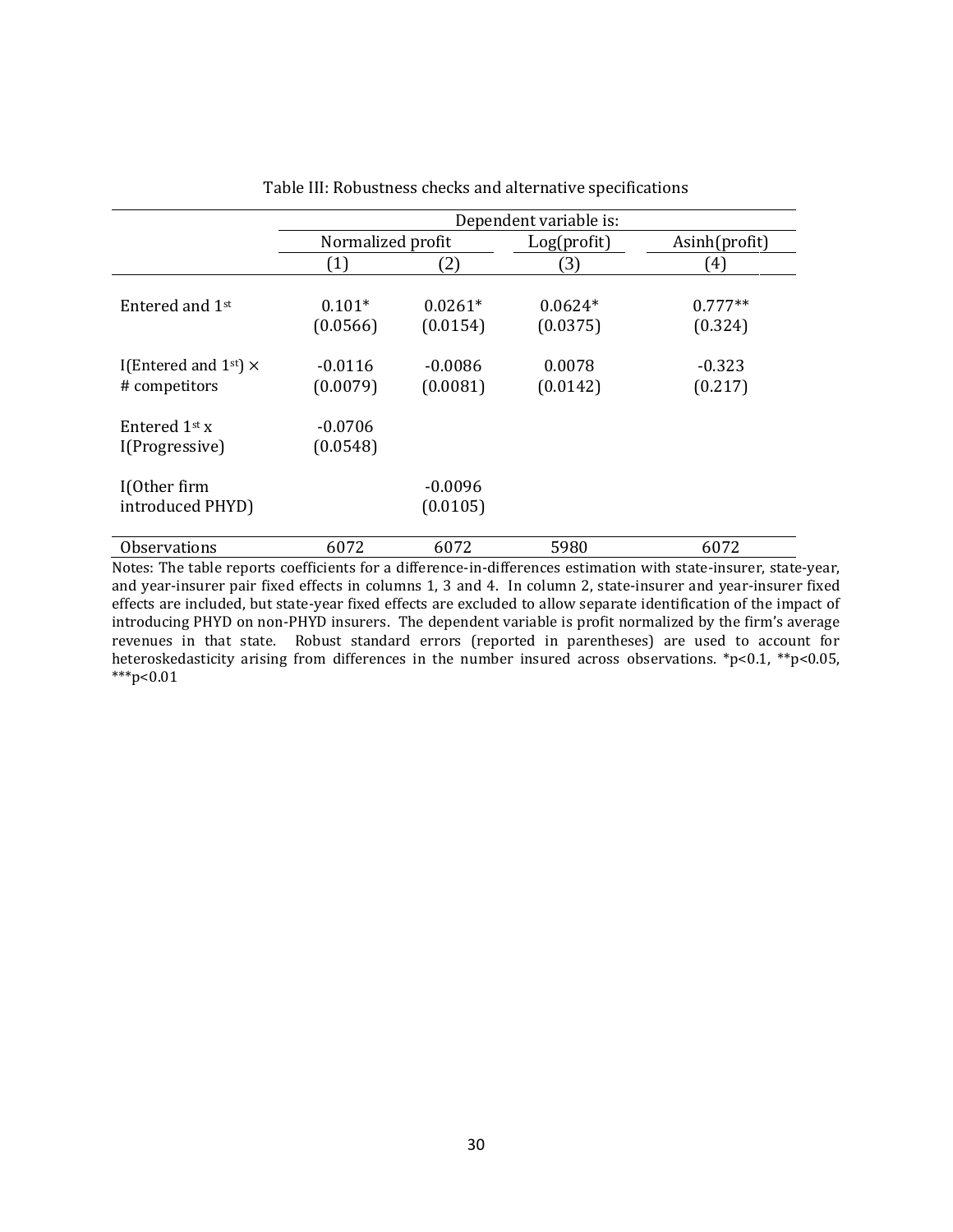Table III: Robustness checks and alternative specifications

| | Dependent variable is: | | | |
|---|---|---|---|---|
| | Normalized profit | | Log(profit) | Asinh(profit) |
| | (1) | (2) | (3) | (4) |
| Entered and 1st | 0.101*<br>(0.0566) | 0.0261*<br>(0.0154) | 0.0624*<br>(0.0375) | 0.777**<br>(0.324) |
| I(Entered and 1st) × # competitors | -0.0116<br>(0.0079) | -0.0086<br>(0.0081) | 0.0078<br>(0.0142) | -0.323<br>(0.217) |
| Entered 1st x I(Progressive) | -0.0706<br>(0.0548) | | | |
| I(Other firm introduced PHYD) | | -0.0096<br>(0.0105) | | |
| Observations | 6072 | 6072 | 5980 | 6072 |

Notes: The table reports coefficients for a difference-in-differences estimation with state-insurer, state-year, and year-insurer pair fixed effects in columns 1, 3 and 4. In column 2, state-insurer and year-insurer fixed effects are included, but state-year fixed effects are excluded to allow separate identification of the impact of introducing PHYD on non-PHYD insurers. The dependent variable is profit normalized by the firm's average revenues in that state. Robust standard errors (reported in parentheses) are used to account for heteroskedasticity arising from differences in the number insured across observations. *p<0.1, **p<0.05, ***p<0.01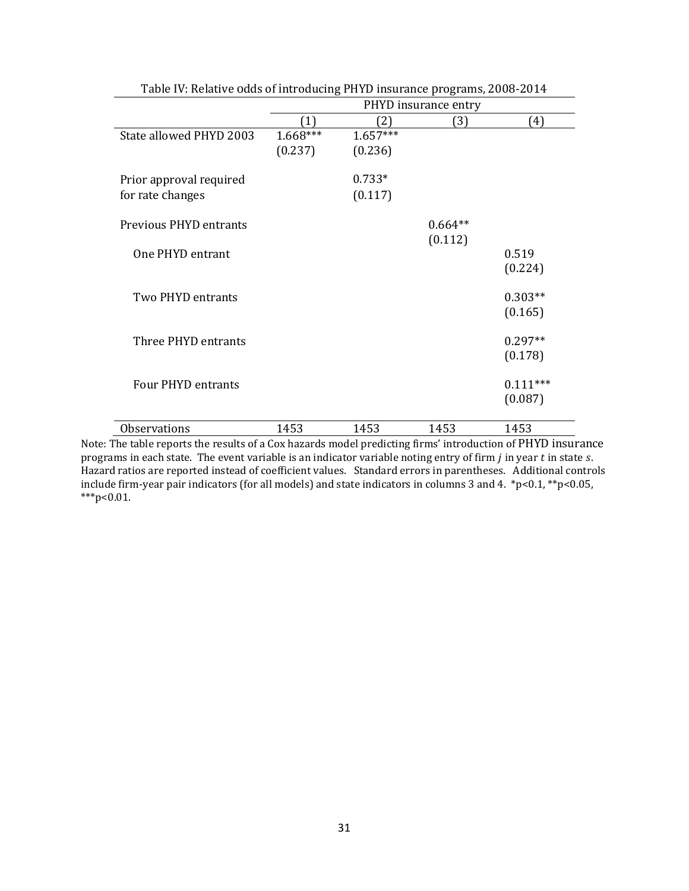Table IV: Relative odds of introducing PHYD insurance programs, 2008-2014

| | PHYD insurance entry | | | |
|---|---|---|---|---|
| | (1) | (2) | (3) | (4) |
| State allowed PHYD 2003 | 1.668*** | 1.657*** | | |
| | (0.237) | (0.236) | | |
| Prior approval required for rate changes | | 0.733* | | |
| | | (0.117) | | |
| Previous PHYD entrants | | | 0.664** | |
| | | | (0.112) | |
| One PHYD entrant | | | | 0.519 |
| | | | | (0.224) |
| Two PHYD entrants | | | | 0.303** |
| | | | | (0.165) |
| Three PHYD entrants | | | | 0.297** |
| | | | | (0.178) |
| Four PHYD entrants | | | | 0.111*** |
| | | | | (0.087) |
| Observations | 1453 | 1453 | 1453 | 1453 |

Note: The table reports the results of a Cox hazards model predicting firms' introduction of PHYD insurance programs in each state. The event variable is an indicator variable noting entry of firm $j$ in year $t$ in state $s$. Hazard ratios are reported instead of coefficient values. Standard errors in parentheses. Additional controls include firm-year pair indicators (for all models) and state indicators in columns 3 and 4. *p<0.1, **p<0.05, ***p<0.01.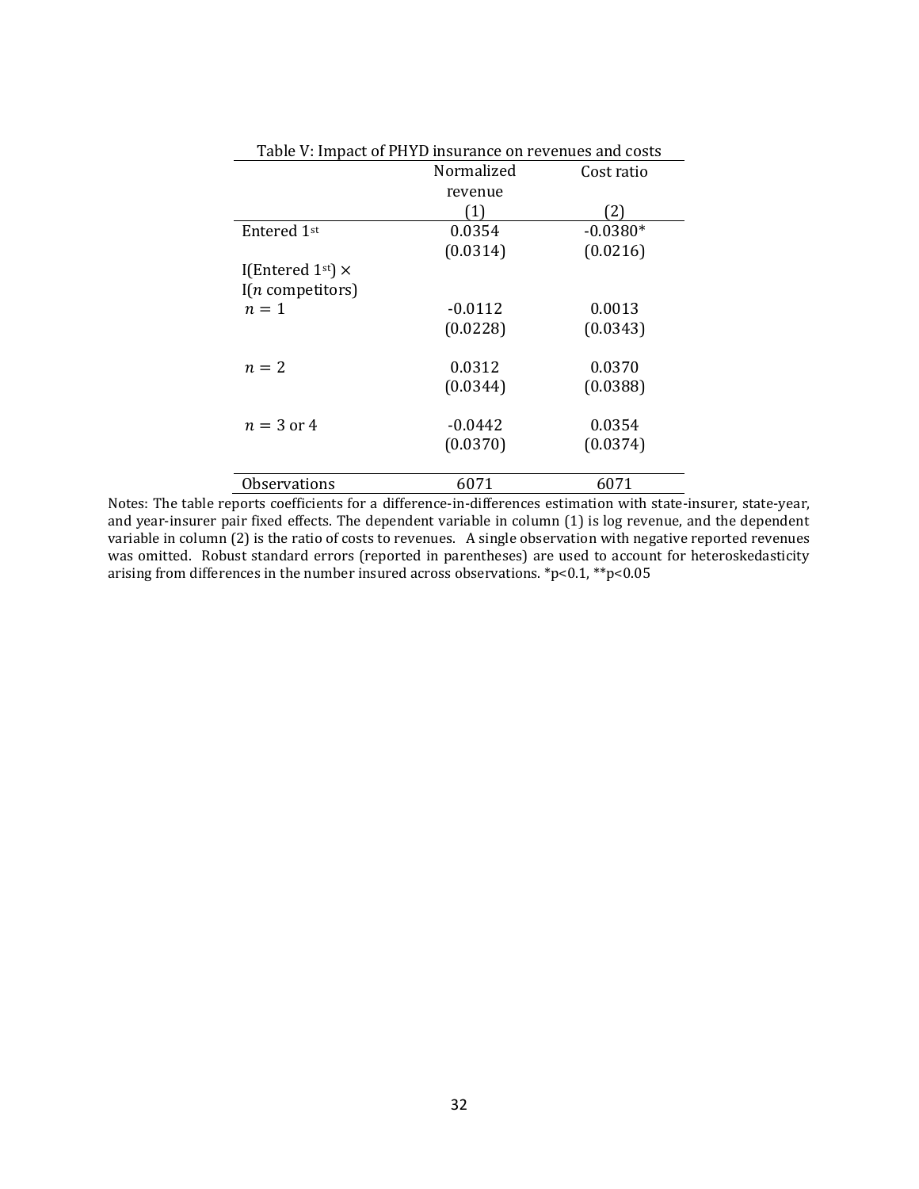Table V: Impact of PHYD insurance on revenues and costs

| | Normalized revenue (1) | Cost ratio (2) |
|---|---|---|
| Entered 1st | 0.0354 | -0.0380* |
| | (0.0314) | (0.0216) |
| I(Entered 1st) × I($n$ competitors) | | |
| $n = 1$ | -0.0112 | 0.0013 |
| | (0.0228) | (0.0343) |
| $n = 2$ | 0.0312 | 0.0370 |
| | (0.0344) | (0.0388) |
| $n = 3$ or 4 | -0.0442 | 0.0354 |
| | (0.0370) | (0.0374) |
| Observations | 6071 | 6071 |

Notes: The table reports coefficients for a difference-in-differences estimation with state-insurer, state-year, and year-insurer pair fixed effects. The dependent variable in column (1) is log revenue, and the dependent variable in column (2) is the ratio of costs to revenues. A single observation with negative reported revenues was omitted. Robust standard errors (reported in parentheses) are used to account for heteroskedasticity arising from differences in the number insured across observations. *p<0.1, **p<0.05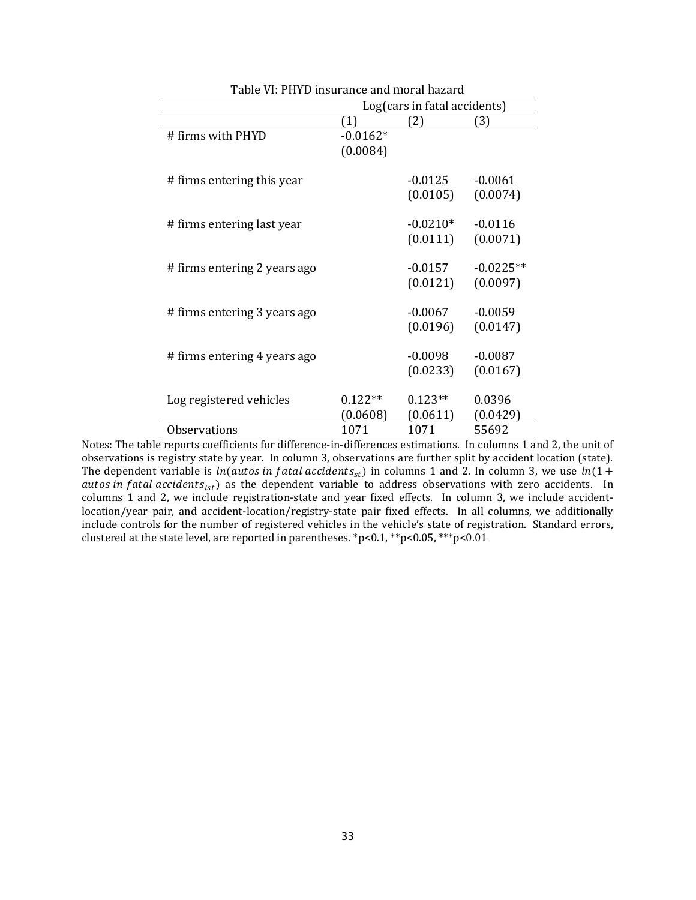Table VI: PHYD insurance and moral hazard

| | Log(cars in fatal accidents) | | |
|---|---|---|---|
| | (1) | (2) | (3) |
| # firms with PHYD | -0.0162* | | |
| | (0.0084) | | |
| # firms entering this year | | -0.0125 | -0.0061 |
| | | (0.0105) | (0.0074) |
| # firms entering last year | | -0.0210* | -0.0116 |
| | | (0.0111) | (0.0071) |
| # firms entering 2 years ago | | -0.0157 | -0.0225** |
| | | (0.0121) | (0.0097) |
| # firms entering 3 years ago | | -0.0067 | -0.0059 |
| | | (0.0196) | (0.0147) |
| # firms entering 4 years ago | | -0.0098 | -0.0087 |
| | | (0.0233) | (0.0167) |
| Log registered vehicles | 0.122** | 0.123** | 0.0396 |
| | (0.0608) | (0.0611) | (0.0429) |
| Observations | 1071 | 1071 | 55692 |

Notes: The table reports coefficients for difference-in-differences estimations. In columns 1 and 2, the unit of observations is registry state by year. In column 3, observations are further split by accident location (state). The dependent variable is $ln(autos\ in\ fatal\ accidents_{st})$ in columns 1 and 2. In column 3, we use $ln(1 + autos\ in\ fatal\ accidents_{lst})$ as the dependent variable to address observations with zero accidents. In columns 1 and 2, we include registration-state and year fixed effects. In column 3, we include accident-location/year pair, and accident-location/registry-state pair fixed effects. In all columns, we additionally include controls for the number of registered vehicles in the vehicle's state of registration. Standard errors, clustered at the state level, are reported in parentheses. *p<0.1, **p<0.05, ***p<0.01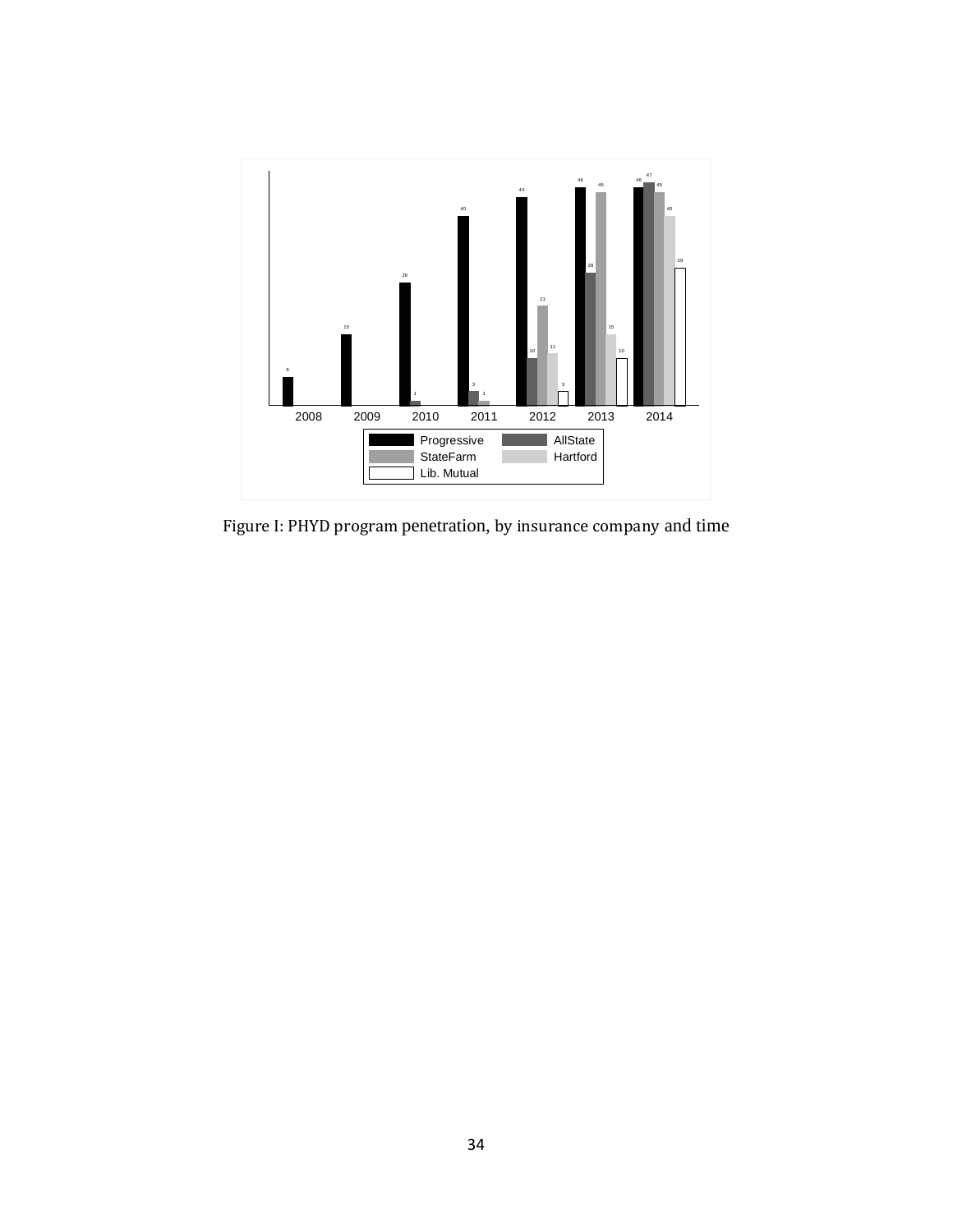Figure I: PHYD program penetration, by insurance company and time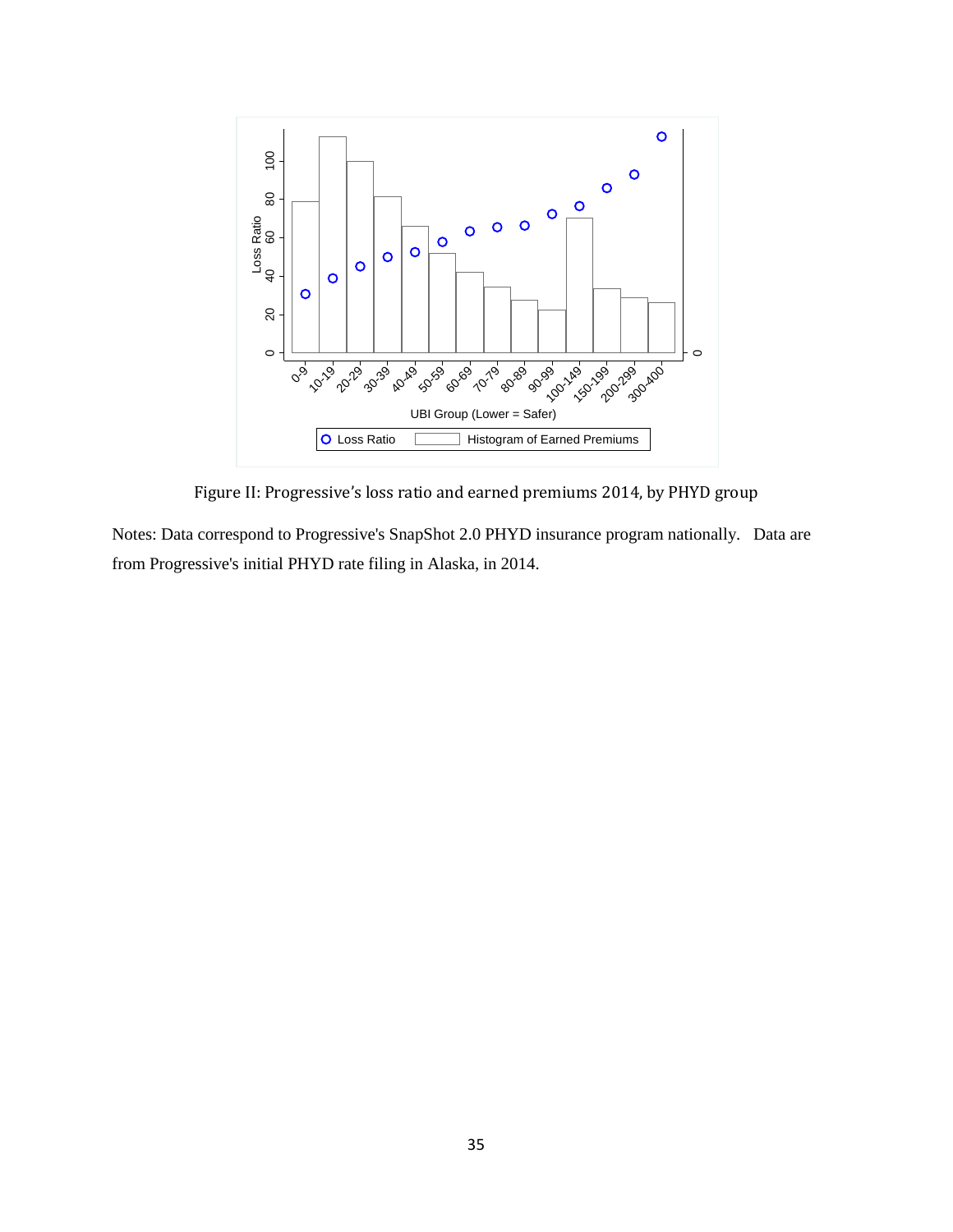Figure II: Progressive’s loss ratio and earned premiums 2014, by PHYD group

Notes: Data correspond to Progressive's SnapShot 2.0 PHYD insurance program nationally. Data are from Progressive's initial PHYD rate filing in Alaska, in 2014.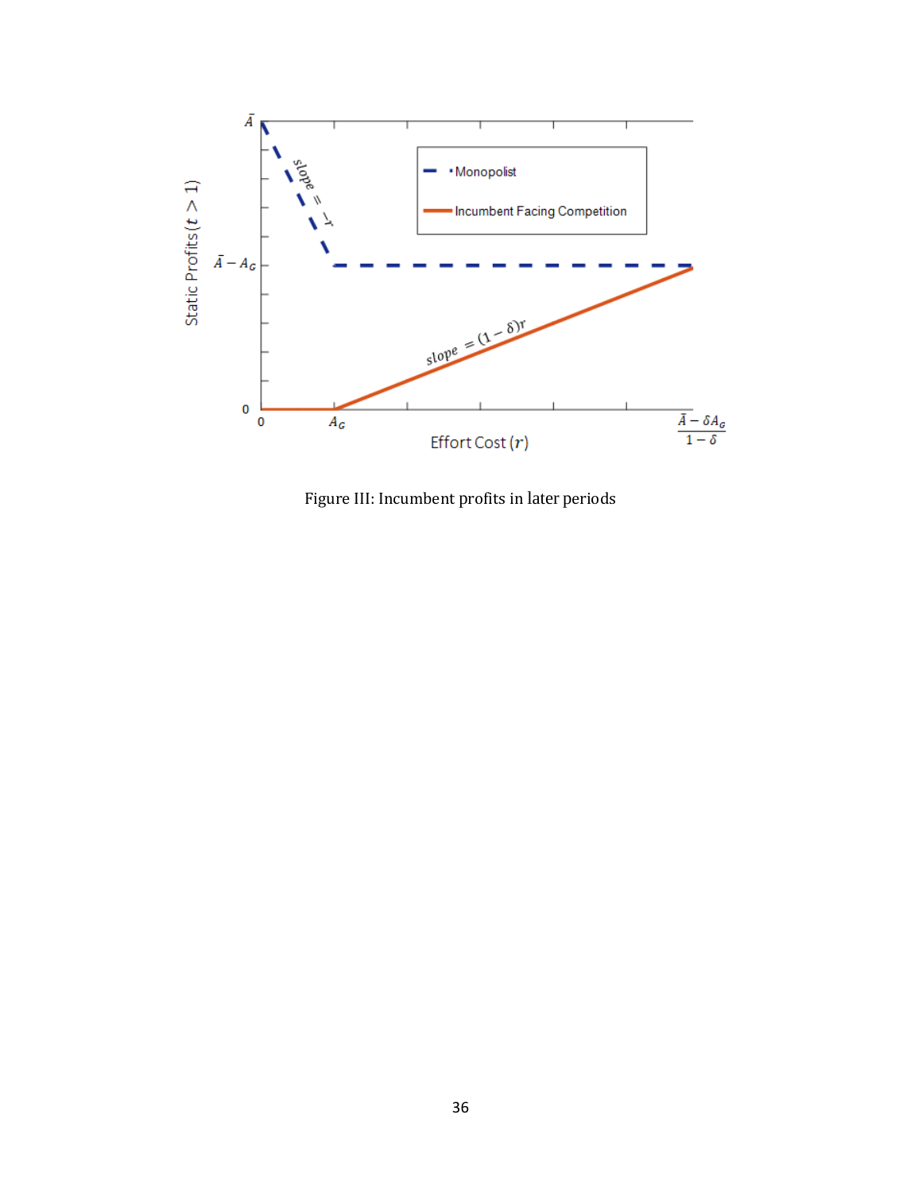Figure III: Incumbent profits in later periods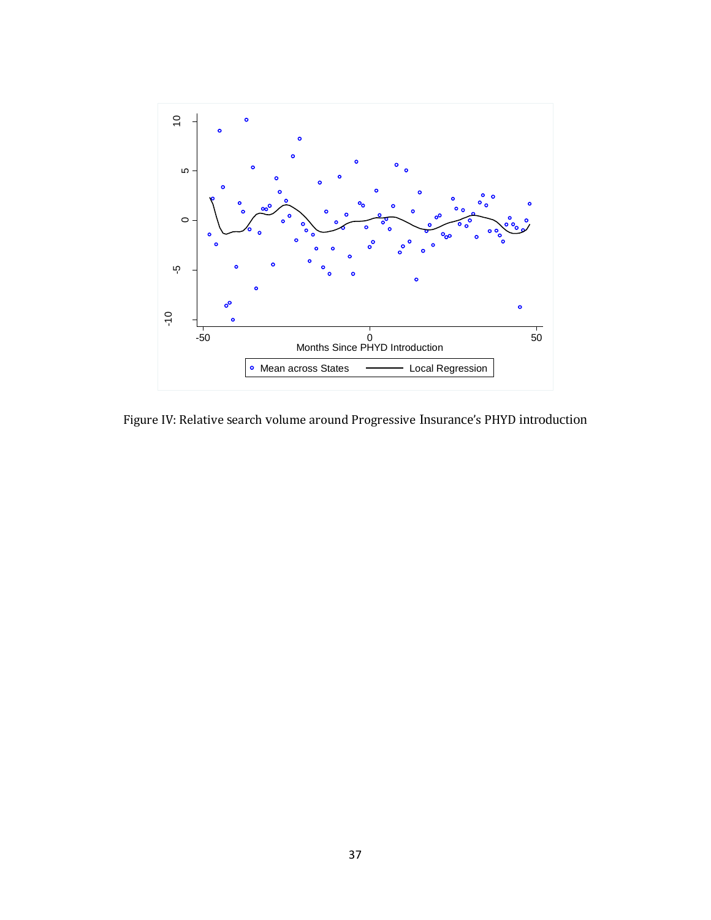10

5

0

-5

-10

-50

0

50

Months Since PHYD Introduction

Mean across States

Local Regression

Figure IV: Relative search volume around Progressive Insurance's PHYD introduction